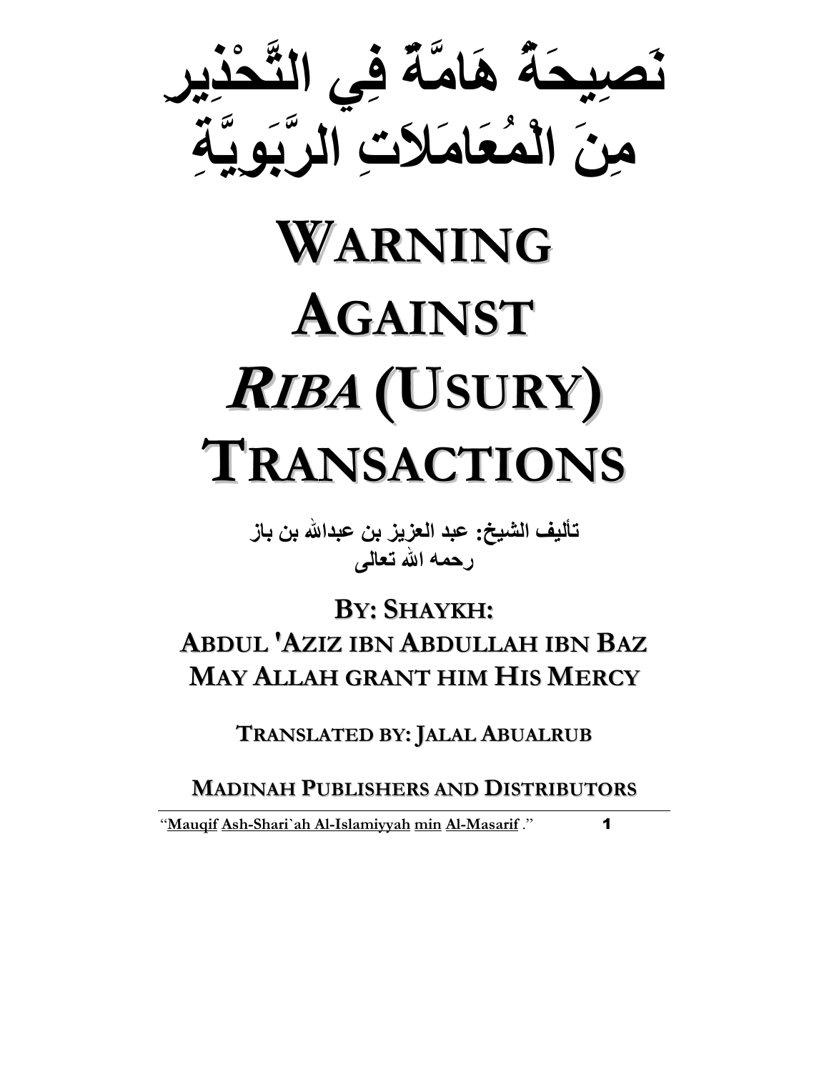# نَصِيحَةٌ هَامَّةٌ فِي التَّحْذِيرِ مِنَ الْمُعَامَلاَتِ الرَّبَوِيَّةِ

# WARNING AGAINST *RIBA* (USURY) TRANSACTIONS

**تأليف الشيخ: عبد العزيز بن عبدالله بن باز**
**رحمه الله تعالى**

**BY: SHAYKH:**
**ABDUL 'AZIZ IBN ABDULLAH IBN BAZ**
**MAY ALLAH GRANT HIM HIS MERCY**

**TRANSLATED BY: JALAL ABUALRUB**

**MADINAH PUBLISHERS AND DISTRIBUTORS**

---

"Mauqif Ash-Shari`ah Al-Islamiyyah min Al-Masarif."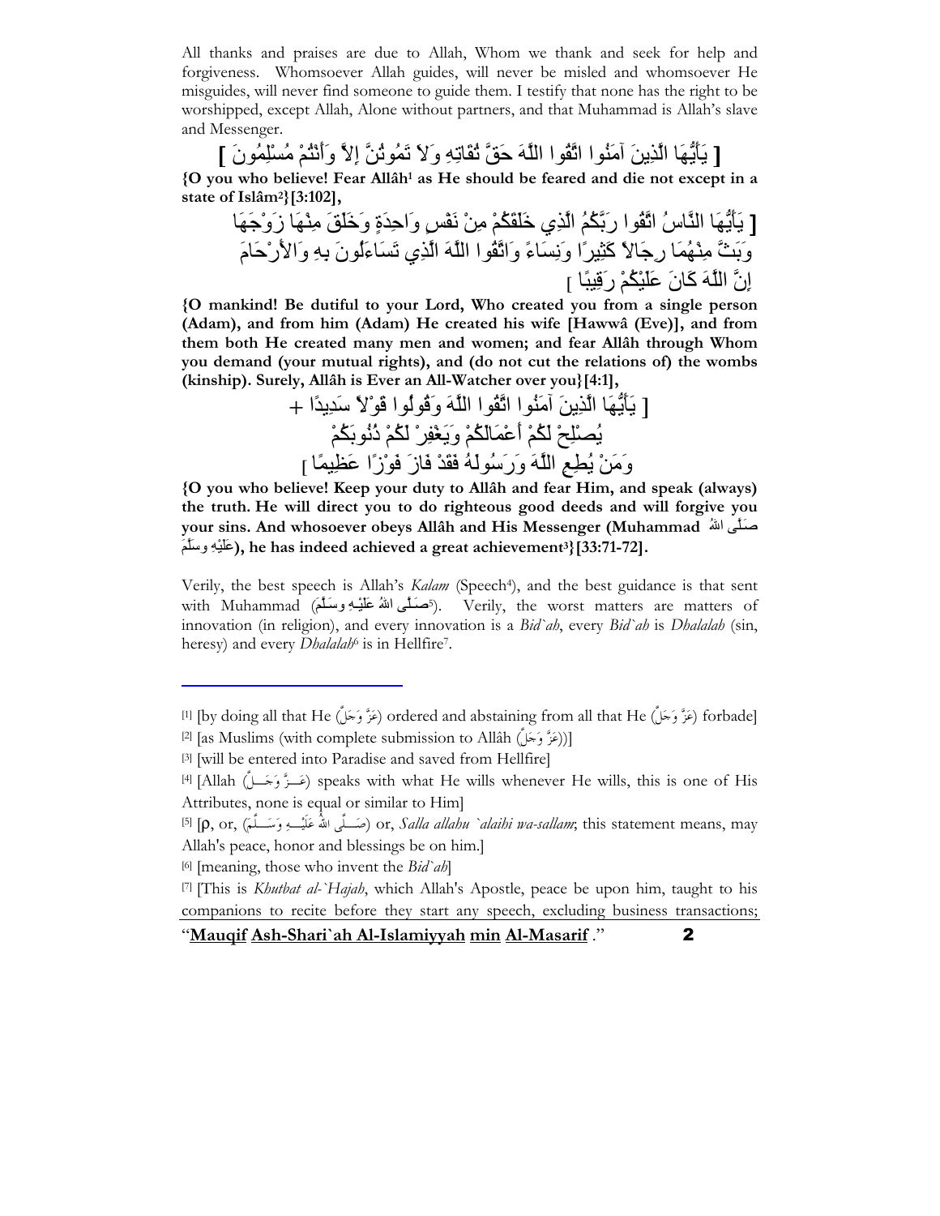All thanks and praises are due to Allah, Whom we thank and seek for help and forgiveness. Whomsoever Allah guides, will never be misled and whomsoever He misguides, will never find someone to guide them. I testify that none has the right to be worshipped, except Allah, Alone without partners, and that Muhammad is Allah's slave and Messenger.

[ يَأَيُّهَا الَّذِينَ آمَنُوا اتَّقُوا اللَّهَ حَقَّ تُقَاتِهِ وَلاَ تَمُوتُنَّ إِلاَّ وَأَنْتُمْ مُسْلِمُونَ ]

**{O you who believe! Fear Allâh[1] as He should be feared and die not except in a state of Islâm[2]}[3:102],**

[ يَأَيُّهَا النَّاسُ اتَّقُوا رَبَّكُمُ الَّذِي خَلَقَكُمْ مِنْ نَفْسٍ وَاحِدَةٍ وَخَلَقَ مِنْهَا زَوْجَهَا وَبَثَّ مِنْهُمَا رِجَالاً كَثِيرًا وَنِسَاءً وَاتَّقُوا اللَّهَ الَّذِي تَسَاءَلُونَ بِهِ وَالأَرْحَامَ إِنَّ اللَّهَ كَانَ عَلَيْكُمْ رَقِيبًا ]

**{O mankind! Be dutiful to your Lord, Who created you from a single person (Adam), and from him (Adam) He created his wife [Hawwâ (Eve)], and from them both He created many men and women; and fear Allâh through Whom you demand (your mutual rights), and (do not cut the relations of) the wombs (kinship). Surely, Allâh is Ever an All-Watcher over you}[4:1],**

[ يَأَيُّهَا الَّذِينَ آمَنُوا اتَّقُوا اللَّهَ وَقُولُوا قَوْلاً سَدِيدًا + يُصْلِحْ لَكُمْ أَعْمَالَكُمْ وَيَغْفِرْ لَكُمْ ذُنُوبَكُمْ وَمَنْ يُطِعِ اللَّهَ وَرَسُولَهُ فَقَدْ فَازَ فَوْزًا عَظِيمًا ]

**{O you who believe! Keep your duty to Allâh and fear Him, and speak (always) the truth. He will direct you to do righteous good deeds and will forgive you your sins. And whosoever obeys Allâh and His Messenger (Muhammad صَلَّى اللهُ عَلَيْهِ وسَلَّمَ), he has indeed achieved a great achievement[3]}[33:71-72].**

Verily, the best speech is Allah's *Kalam* (Speech[4]), and the best guidance is that sent with Muhammad (صَلَّى اللهُ عَلَيْهِ وسَلَّمَ[5]). Verily, the worst matters are matters of innovation (in religion), and every innovation is a *Bid`ah*, every *Bid`ah* is *Dhalalah* (sin, heresy) and every *Dhalalah*[6] is in Hellfire[7].

---

[1] [by doing all that He (عَزَّ وَجَلَّ) ordered and abstaining from all that He (عَزَّ وَجَلَّ) forbade]

[2] [as Muslims (with complete submission to Allâh (عَزَّ وَجَلَّ))]

[3] [will be entered into Paradise and saved from Hellfire]

[4] [Allah (عَزَّ وَجَلَّ) speaks with what He wills whenever He wills, this is one of His Attributes, none is equal or similar to Him]

[5] [ρ, or, (صَلَّى اللهُ عَلَيْهِ وَسَلَّمَ) or, *Salla allahu `alaihi wa-sallam*; this statement means, may Allah's peace, honor and blessings be on him.]

[6] [meaning, those who invent the *Bid`ah*]

[7] [This is *Khutbat al-`Hajah*, which Allah's Apostle, peace be upon him, taught to his companions to recite before they start any speech, excluding business transactions;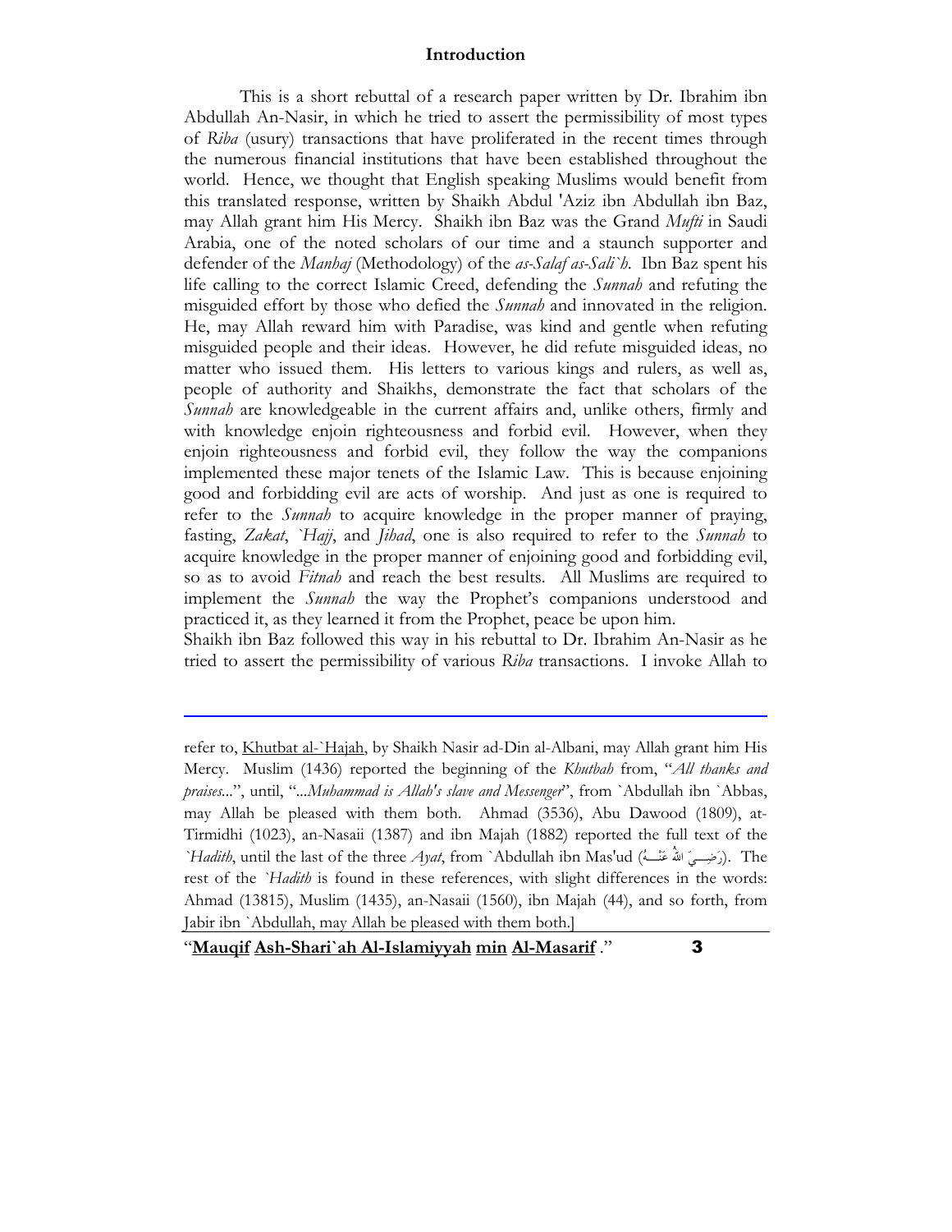# Introduction

This is a short rebuttal of a research paper written by Dr. Ibrahim ibn Abdullah An-Nasir, in which he tried to assert the permissibility of most types of *Riba* (usury) transactions that have proliferated in the recent times through the numerous financial institutions that have been established throughout the world. Hence, we thought that English speaking Muslims would benefit from this translated response, written by Shaikh Abdul 'Aziz ibn Abdullah ibn Baz, may Allah grant him His Mercy. Shaikh ibn Baz was the Grand *Mufti* in Saudi Arabia, one of the noted scholars of our time and a staunch supporter and defender of the *Manhaj* (Methodology) of the *as-Salaf as-Sali`h*. Ibn Baz spent his life calling to the correct Islamic Creed, defending the *Sunnah* and refuting the misguided effort by those who defied the *Sunnah* and innovated in the religion. He, may Allah reward him with Paradise, was kind and gentle when refuting misguided people and their ideas. However, he did refute misguided ideas, no matter who issued them. His letters to various kings and rulers, as well as, people of authority and Shaikhs, demonstrate the fact that scholars of the *Sunnah* are knowledgeable in the current affairs and, unlike others, firmly and with knowledge enjoin righteousness and forbid evil. However, when they enjoin righteousness and forbid evil, they follow the way the companions implemented these major tenets of the Islamic Law. This is because enjoining good and forbidding evil are acts of worship. And just as one is required to refer to the *Sunnah* to acquire knowledge in the proper manner of praying, fasting, *Zakat*, *`Hajj*, and *Jihad*, one is also required to refer to the *Sunnah* to acquire knowledge in the proper manner of enjoining good and forbidding evil, so as to avoid *Fitnah* and reach the best results. All Muslims are required to implement the *Sunnah* the way the Prophet's companions understood and practiced it, as they learned it from the Prophet, peace be upon him.

Shaikh ibn Baz followed this way in his rebuttal to Dr. Ibrahim An-Nasir as he tried to assert the permissibility of various *Riba* transactions. I invoke Allah to

---

refer to, Khutbat al-`Hajah, by Shaikh Nasir ad-Din al-Albani, may Allah grant him His Mercy. Muslim (1436) reported the beginning of the *Khutbah* from, "*All thanks and praises*...", until, "...*Muhammad is Allah's slave and Messenger*", from `Abdullah ibn `Abbas, may Allah be pleased with them both. Ahmad (3536), Abu Dawood (1809), at-Tirmidhi (1023), an-Nasaii (1387) and ibn Majah (1882) reported the full text of the *`Hadith*, until the last of the three *Ayat*, from `Abdullah ibn Mas'ud (رَضِيَ اللهُ عَنْهُ). The rest of the *`Hadith* is found in these references, with slight differences in the words: Ahmad (13815), Muslim (1435), an-Nasaii (1560), ibn Majah (44), and so forth, from Jabir ibn `Abdullah, may Allah be pleased with them both.]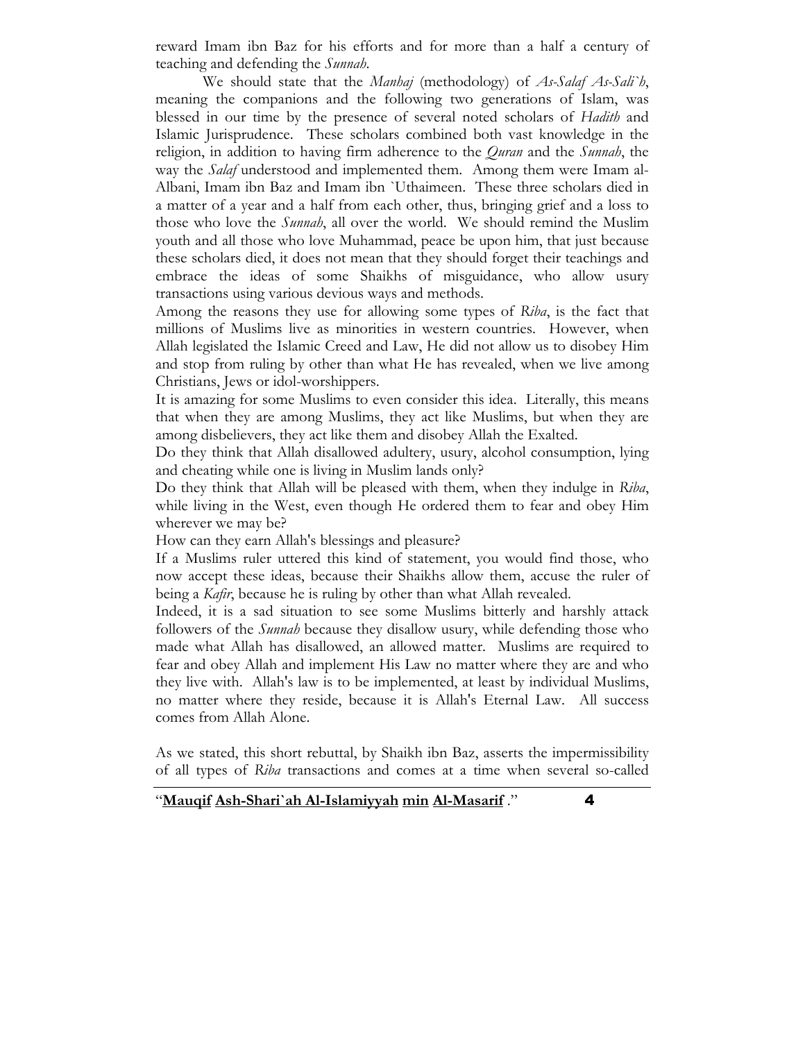reward Imam ibn Baz for his efforts and for more than a half a century of teaching and defending the *Sunnah*.

We should state that the *Manhaj* (methodology) of *As-Salaf As-Sali`h*, meaning the companions and the following two generations of Islam, was blessed in our time by the presence of several noted scholars of *Hadith* and Islamic Jurisprudence. These scholars combined both vast knowledge in the religion, in addition to having firm adherence to the *Quran* and the *Sunnah*, the way the *Salaf* understood and implemented them. Among them were Imam al-Albani, Imam ibn Baz and Imam ibn `Uthaimeen. These three scholars died in a matter of a year and a half from each other, thus, bringing grief and a loss to those who love the *Sunnah*, all over the world. We should remind the Muslim youth and all those who love Muhammad, peace be upon him, that just because these scholars died, it does not mean that they should forget their teachings and embrace the ideas of some Shaikhs of misguidance, who allow usury transactions using various devious ways and methods.

Among the reasons they use for allowing some types of *Riba*, is the fact that millions of Muslims live as minorities in western countries. However, when Allah legislated the Islamic Creed and Law, He did not allow us to disobey Him and stop from ruling by other than what He has revealed, when we live among Christians, Jews or idol-worshippers.

It is amazing for some Muslims to even consider this idea. Literally, this means that when they are among Muslims, they act like Muslims, but when they are among disbelievers, they act like them and disobey Allah the Exalted.

Do they think that Allah disallowed adultery, usury, alcohol consumption, lying and cheating while one is living in Muslim lands only?

Do they think that Allah will be pleased with them, when they indulge in *Riba*, while living in the West, even though He ordered them to fear and obey Him wherever we may be?

How can they earn Allah's blessings and pleasure?

If a Muslims ruler uttered this kind of statement, you would find those, who now accept these ideas, because their Shaikhs allow them, accuse the ruler of being a *Kafir*, because he is ruling by other than what Allah revealed.

Indeed, it is a sad situation to see some Muslims bitterly and harshly attack followers of the *Sunnah* because they disallow usury, while defending those who made what Allah has disallowed, an allowed matter. Muslims are required to fear and obey Allah and implement His Law no matter where they are and who they live with. Allah's law is to be implemented, at least by individual Muslims, no matter where they reside, because it is Allah's Eternal Law. All success comes from Allah Alone.

As we stated, this short rebuttal, by Shaikh ibn Baz, asserts the impermissibility of all types of *Riba* transactions and comes at a time when several so-called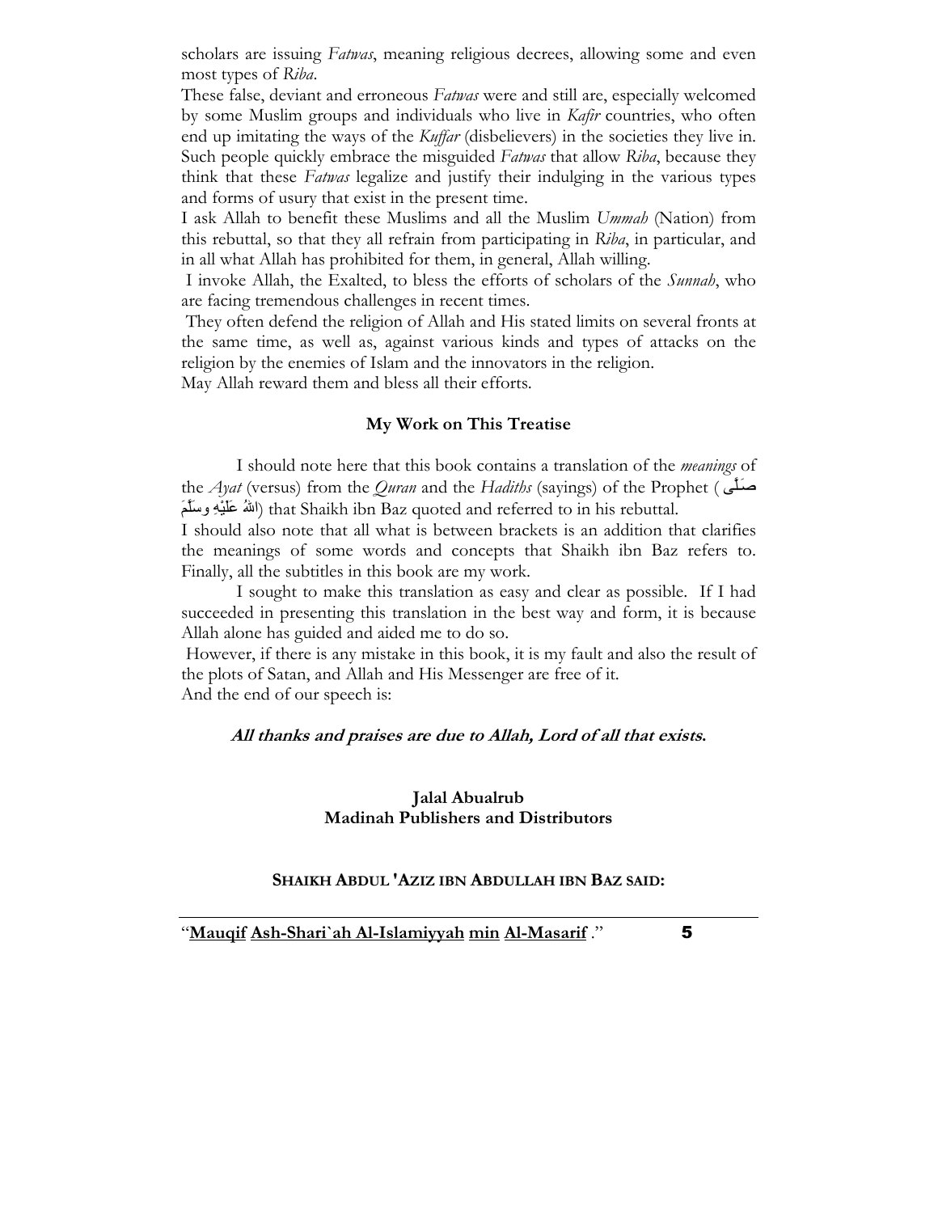scholars are issuing *Fatwas*, meaning religious decrees, allowing some and even most types of *Riba*.

These false, deviant and erroneous *Fatwas* were and still are, especially welcomed by some Muslim groups and individuals who live in *Kafir* countries, who often end up imitating the ways of the *Kuffar* (disbelievers) in the societies they live in. Such people quickly embrace the misguided *Fatwas* that allow *Riba*, because they think that these *Fatwas* legalize and justify their indulging in the various types and forms of usury that exist in the present time.

I ask Allah to benefit these Muslims and all the Muslim *Ummah* (Nation) from this rebuttal, so that they all refrain from participating in *Riba*, in particular, and in all what Allah has prohibited for them, in general, Allah willing.

I invoke Allah, the Exalted, to bless the efforts of scholars of the *Sunnah*, who are facing tremendous challenges in recent times.

They often defend the religion of Allah and His stated limits on several fronts at the same time, as well as, against various kinds and types of attacks on the religion by the enemies of Islam and the innovators in the religion.

May Allah reward them and bless all their efforts.

### My Work on This Treatise

I should note here that this book contains a translation of the *meanings* of the *Ayat* (versus) from the *Quran* and the *Hadiths* (sayings) of the Prophet (صَلَّى اللهُ عَلَيْهِ وسَلَّمَ) that Shaikh ibn Baz quoted and referred to in his rebuttal.

I should also note that all what is between brackets is an addition that clarifies the meanings of some words and concepts that Shaikh ibn Baz refers to. Finally, all the subtitles in this book are my work.

I sought to make this translation as easy and clear as possible. If I had succeeded in presenting this translation in the best way and form, it is because Allah alone has guided and aided me to do so.

However, if there is any mistake in this book, it is my fault and also the result of the plots of Satan, and Allah and His Messenger are free of it.

And the end of our speech is:

***All thanks and praises are due to Allah, Lord of all that exists.***

**Jalal Abualrub**
**Madinah Publishers and Distributors**

**SHAIKH ABDUL 'AZIZ IBN ABDULLAH IBN BAZ SAID:**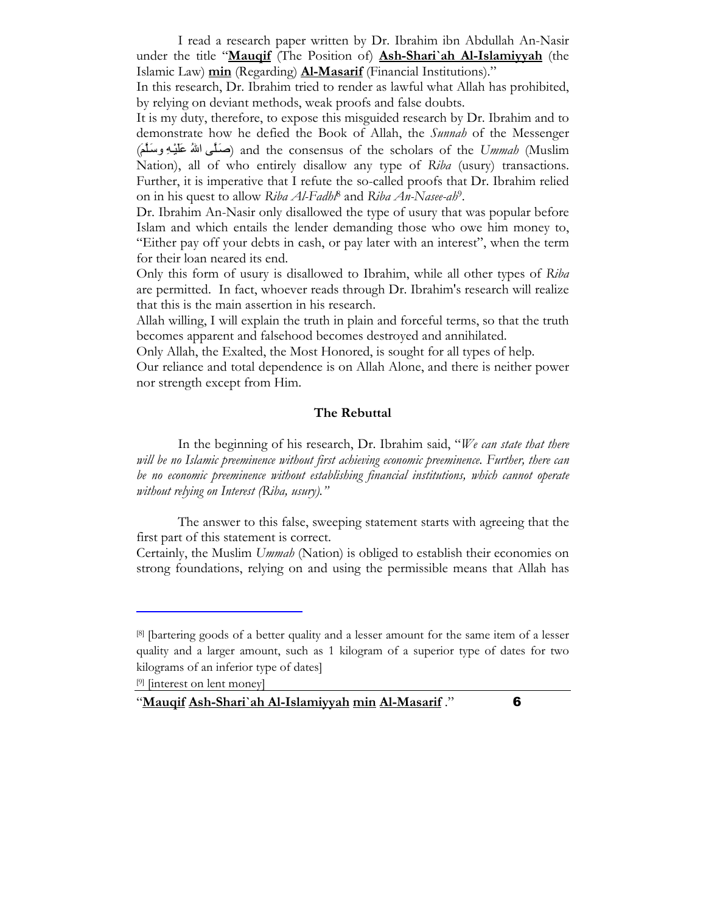I read a research paper written by Dr. Ibrahim ibn Abdullah An-Nasir under the title "**Mauqif** (The Position of) **Ash-Shari`ah Al-Islamiyyah** (the Islamic Law) **min** (Regarding) **Al-Masarif** (Financial Institutions)."

In this research, Dr. Ibrahim tried to render as lawful what Allah has prohibited, by relying on deviant methods, weak proofs and false doubts.

It is my duty, therefore, to expose this misguided research by Dr. Ibrahim and to demonstrate how he defied the Book of Allah, the *Sunnah* of the Messenger (صَلَّى اللهُ عَلَيْهِ وسَلَّمَ) and the consensus of the scholars of the *Ummah* (Muslim Nation), all of who entirely disallow any type of *Riba* (usury) transactions. Further, it is imperative that I refute the so-called proofs that Dr. Ibrahim relied on in his quest to allow *Riba Al-Fadhl*[8] and *Riba An-Nasee-ah*[9].

Dr. Ibrahim An-Nasir only disallowed the type of usury that was popular before Islam and which entails the lender demanding those who owe him money to, "Either pay off your debts in cash, or pay later with an interest", when the term for their loan neared its end.

Only this form of usury is disallowed to Ibrahim, while all other types of *Riba* are permitted. In fact, whoever reads through Dr. Ibrahim's research will realize that this is the main assertion in his research.

Allah willing, I will explain the truth in plain and forceful terms, so that the truth becomes apparent and falsehood becomes destroyed and annihilated.

Only Allah, the Exalted, the Most Honored, is sought for all types of help.

Our reliance and total dependence is on Allah Alone, and there is neither power nor strength except from Him.

## The Rebuttal

In the beginning of his research, Dr. Ibrahim said, "*We can state that there will be no Islamic preeminence without first achieving economic preeminence. Further, there can be no economic preeminence without establishing financial institutions, which cannot operate without relying on Interest (Riba, usury).*"

The answer to this false, sweeping statement starts with agreeing that the first part of this statement is correct.

Certainly, the Muslim *Ummah* (Nation) is obliged to establish their economies on strong foundations, relying on and using the permissible means that Allah has

---

[8] [bartering goods of a better quality and a lesser amount for the same item of a lesser quality and a larger amount, such as 1 kilogram of a superior type of dates for two kilograms of an inferior type of dates]

[9] [interest on lent money]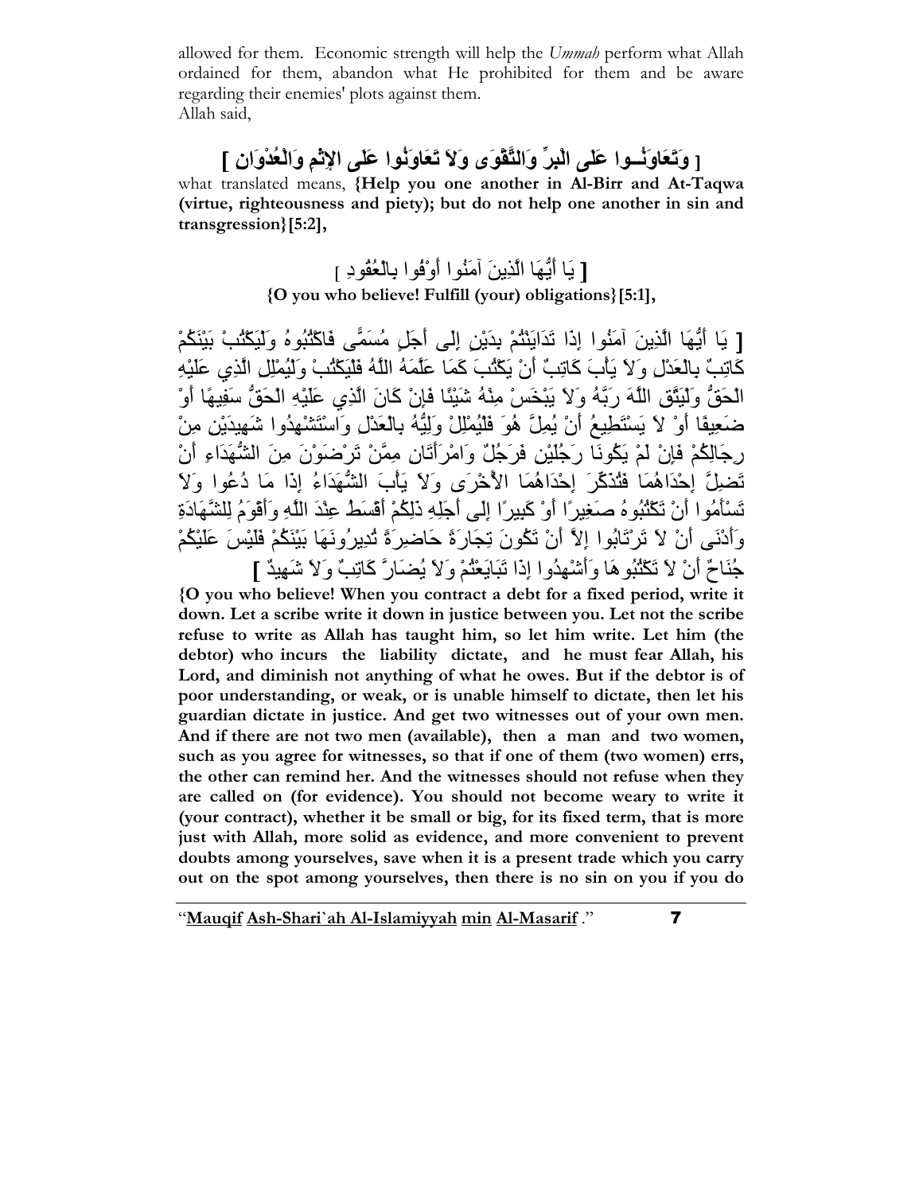allowed for them. Economic strength will help the *Ummah* perform what Allah ordained for them, abandon what He prohibited for them and be aware regarding their enemies' plots against them.
Allah said,

[ وَتَعَاوَنُــوا عَلَى الْبِرِّ وَالتَّقْوَى وَلاَ تَعَاوَنُوا عَلَى الإِثْمِ وَالْعُدْوَانِ ]

what translated means, **{Help you one another in Al-Birr and At-Taqwa (virtue, righteousness and piety); but do not help one another in sin and transgression}[5:2]**,

[ يَا أَيُّهَا الَّذِينَ آمَنُوا أَوْفُوا بِالْعُقُودِ ]

**{O you who believe! Fulfill (your) obligations}[5:1]**,

[ يَا أَيُّهَا الَّذِينَ آمَنُوا إِذَا تَدَايَنْتُمْ بِدَيْنٍ إِلَى أَجَلٍ مُسَمًّى فَاكْتُبُوهُ وَلْيَكْتُبْ بَيْنَكُمْ كَاتِبٌ بِالْعَدْلِ وَلاَ يَأْبَ كَاتِبٌ أَنْ يَكْتُبَ كَمَا عَلَّمَهُ اللَّهُ فَلْيَكْتُبْ وَلْيُمْلِلِ الَّذِي عَلَيْهِ الْحَقُّ وَلْيَتَّقِ اللَّهَ رَبَّهُ وَلاَ يَبْخَسْ مِنْهُ شَيْئًا فَإِنْ كَانَ الَّذِي عَلَيْهِ الْحَقُّ سَفِيهًا أَوْ ضَعِيفًا أَوْ لاَ يَسْتَطِيعُ أَنْ يُمِلَّ هُوَ فَلْيُمْلِلْ وَلِيُّهُ بِالْعَدْلِ وَاسْتَشْهِدُوا شَهِيدَيْنِ مِنْ رِجَالِكُمْ فَإِنْ لَمْ يَكُونَا رَجُلَيْنِ فَرَجُلٌ وَامْرَأَتَانِ مِمَّنْ تَرْضَوْنَ مِنَ الشُّهَدَاءِ أَنْ تَضِلَّ إِحْدَاهُمَا فَتُذَكِّرَ إِحْدَاهُمَا الأُخْرَى وَلاَ يَأْبَ الشُّهَدَاءُ إِذَا مَا دُعُوا وَلاَ تَسْأَمُوا أَنْ تَكْتُبُوهُ صَغِيرًا أَوْ كَبِيرًا إِلَى أَجَلِهِ ذَلِكُمْ أَقْسَطُ عِنْدَ اللَّهِ وَأَقْوَمُ لِلشَّهَادَةِ وَأَدْنَى أَلاَّ تَرْتَابُوا إِلاَّ أَنْ تَكُونَ تِجَارَةً حَاضِرَةً تُدِيرُونَهَا بَيْنَكُمْ فَلَيْسَ عَلَيْكُمْ جُنَاحٌ أَلاَّ تَكْتُبُوهَا وَأَشْهِدُوا إِذَا تَبَايَعْتُمْ وَلاَ يُضَارَّ كَاتِبٌ وَلاَ شَهِيدٌ ]

**{O you who believe! When you contract a debt for a fixed period, write it down. Let a scribe write it down in justice between you. Let not the scribe refuse to write as Allah has taught him, so let him write. Let him (the debtor) who incurs the liability dictate, and he must fear Allah, his Lord, and diminish not anything of what he owes. But if the debtor is of poor understanding, or weak, or is unable himself to dictate, then let his guardian dictate in justice. And get two witnesses out of your own men. And if there are not two men (available), then a man and two women, such as you agree for witnesses, so that if one of them (two women) errs, the other can remind her. And the witnesses should not refuse when they are called on (for evidence). You should not become weary to write it (your contract), whether it be small or big, for its fixed term, that is more just with Allah, more solid as evidence, and more convenient to prevent doubts among yourselves, save when it is a present trade which you carry out on the spot among yourselves, then there is no sin on you if you do**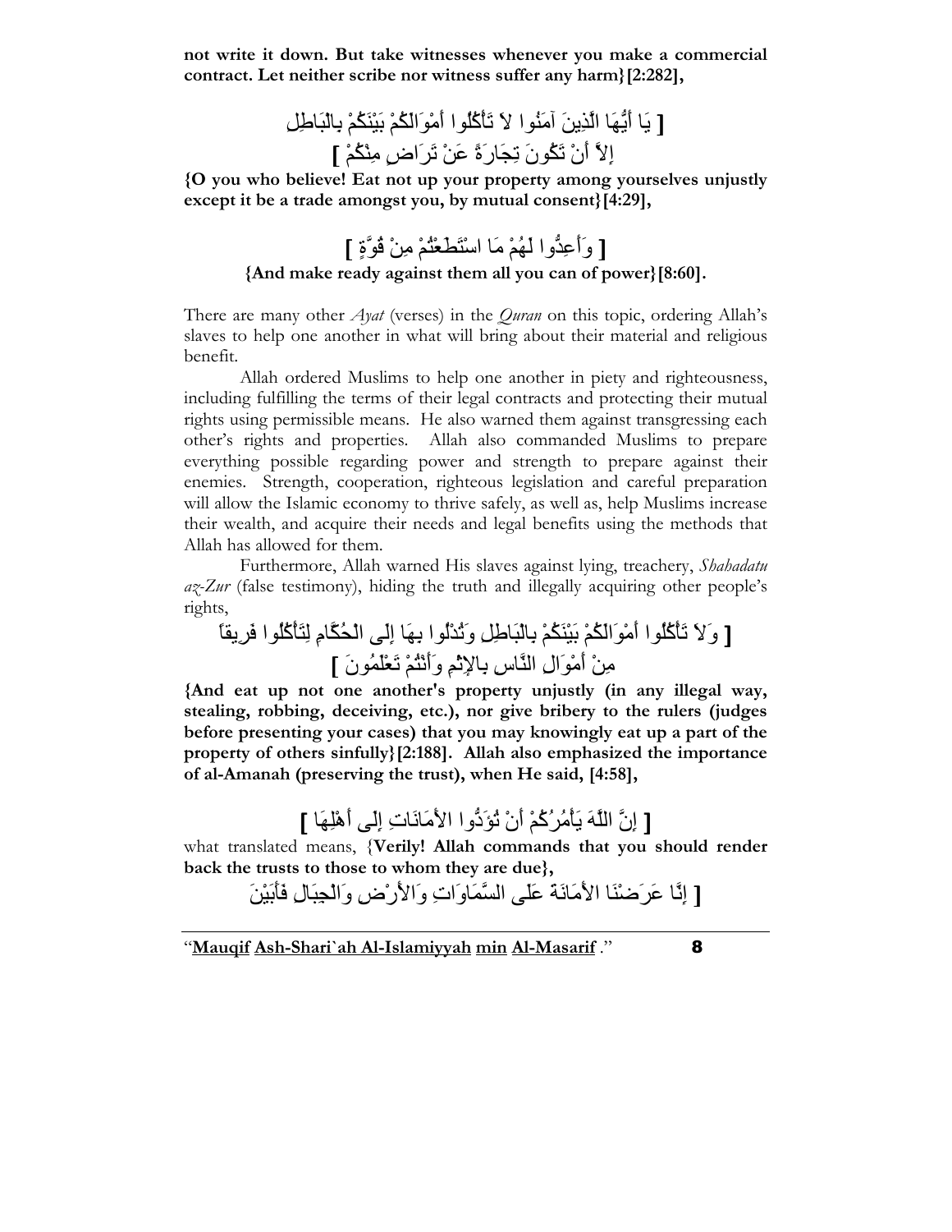**not write it down. But take witnesses whenever you make a commercial contract. Let neither scribe nor witness suffer any harm}[2:282],**

[ يَا أَيُّهَا الَّذِينَ آمَنُوا لاَ تَأْكُلُوا أَمْوَالَكُمْ بَيْنَكُمْ بِالبَاطِلِ إِلاَّ أَنْ تَكُونَ تِجَارَةً عَنْ تَرَاضٍ مِنْكُمْ ]

**{O you who believe! Eat not up your property among yourselves unjustly except it be a trade amongst you, by mutual consent}[4:29],**

[ وَأَعِدُّوا لَهُمْ مَا اسْتَطَعْتُمْ مِنْ قُوَّةٍ ]

**{And make ready against them all you can of power}[8:60].**

There are many other *Ayat* (verses) in the *Quran* on this topic, ordering Allah's slaves to help one another in what will bring about their material and religious benefit.

Allah ordered Muslims to help one another in piety and righteousness, including fulfilling the terms of their legal contracts and protecting their mutual rights using permissible means. He also warned them against transgressing each other's rights and properties. Allah also commanded Muslims to prepare everything possible regarding power and strength to prepare against their enemies. Strength, cooperation, righteous legislation and careful preparation will allow the Islamic economy to thrive safely, as well as, help Muslims increase their wealth, and acquire their needs and legal benefits using the methods that Allah has allowed for them.

Furthermore, Allah warned His slaves against lying, treachery, *Shahadatu az-Zur* (false testimony), hiding the truth and illegally acquiring other people's rights,

[ وَلاَ تَأْكُلُوا أَمْوَالَكُمْ بَيْنَكُمْ بِالبَاطِلِ وَتُدْلُوا بِهَا إِلَى الحُكَّامِ لِتَأْكُلُوا فَرِيقاً مِنْ أَمْوَالِ النَّاسِ بِالإِثْمِ وَأَنْتُمْ تَعْلَمُونَ ]

**{And eat up not one another's property unjustly (in any illegal way, stealing, robbing, deceiving, etc.), nor give bribery to the rulers (judges before presenting your cases) that you may knowingly eat up a part of the property of others sinfully}[2:188]. Allah also emphasized the importance of al-Amanah (preserving the trust), when He said, [4:58],**

[ إِنَّ اللَّهَ يَأْمُرُكُمْ أَنْ تُؤَدُّوا الأَمَانَاتِ إِلَى أَهْلِهَا ]

what translated means, {**Verily! Allah commands that you should render back the trusts to those to whom they are due**},

[ إِنَّا عَرَضْنَا الأَمَانَةَ عَلَى السَّمَاوَاتِ وَالأَرْضِ وَالجِبَالِ فَأَبَيْنَ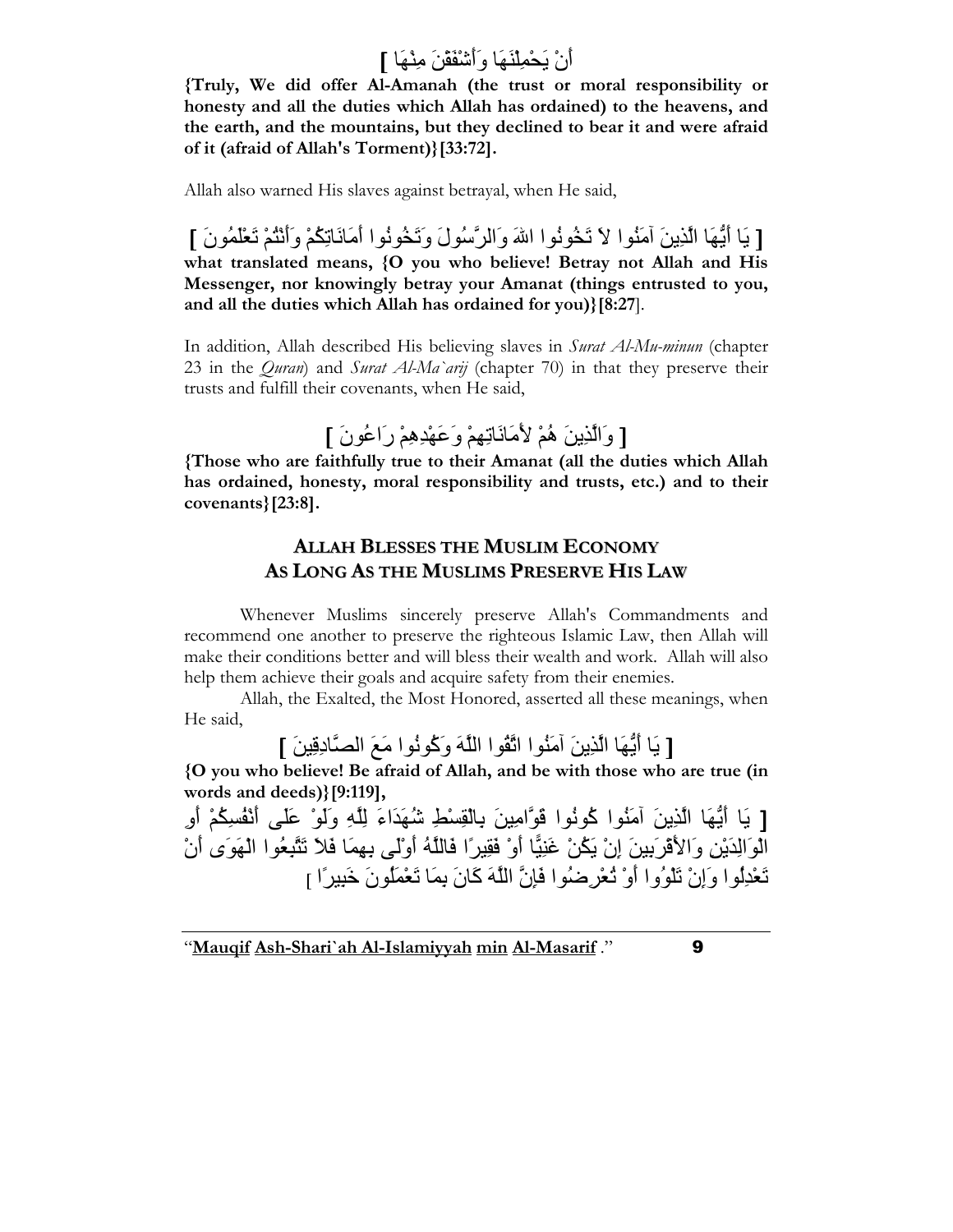[ أَنْ يَحْمِلْنَهَا وَأَشْفَقْنَ مِنْهَا ]

**{Truly, We did offer Al-Amanah (the trust or moral responsibility or honesty and all the duties which Allah has ordained) to the heavens, and the earth, and the mountains, but they declined to bear it and were afraid of it (afraid of Allah's Torment)}[33:72].**

Allah also warned His slaves against betrayal, when He said,

[ يَا أَيُّهَا الَّذِينَ آمَنُوا لاَ تَخُونُوا اللهَ وَالرَّسُولَ وَتَخُونُوا أَمَانَاتِكُمْ وَأَنْتُمْ تَعْلَمُونَ ]

**what translated means, {O you who believe! Betray not Allah and His Messenger, nor knowingly betray your Amanat (things entrusted to you, and all the duties which Allah has ordained for you)}[8:27]**.

In addition, Allah described His believing slaves in *Surat Al-Mu-minun* (chapter 23 in the *Quran*) and *Surat Al-Ma`arij* (chapter 70) in that they preserve their trusts and fulfill their covenants, when He said,

[ وَالَّذِينَ هُمْ لأَمَانَاتِهِمْ وَعَهْدِهِمْ رَاعُونَ ]

**{Those who are faithfully true to their Amanat (all the duties which Allah has ordained, honesty, moral responsibility and trusts, etc.) and to their covenants}[23:8].**

## ALLAH BLESSES THE MUSLIM ECONOMY AS LONG AS THE MUSLIMS PRESERVE HIS LAW

Whenever Muslims sincerely preserve Allah's Commandments and recommend one another to preserve the righteous Islamic Law, then Allah will make their conditions better and will bless their wealth and work. Allah will also help them achieve their goals and acquire safety from their enemies.

Allah, the Exalted, the Most Honored, asserted all these meanings, when He said,

[ يَا أَيُّهَا الَّذِينَ آمَنُوا اتَّقُوا اللَّهَ وَكُونُوا مَعَ الصَّادِقِينَ ]

**{O you who believe! Be afraid of Allah, and be with those who are true (in words and deeds)}[9:119],**

[ يَا أَيُّهَا الَّذِينَ آمَنُوا كُونُوا قَوَّامِينَ بِالْقِسْطِ شُهَدَاءَ لِلَّهِ وَلَوْ عَلَى أَنْفُسِكُمْ أَوِ الْوَالِدَيْنِ وَالأَقْرَبِينَ إِنْ يَكُنْ غَنِيًّا أَوْ فَقِيرًا فَاللَّهُ أَوْلَى بِهِمَا فَلاَ تَتَّبِعُوا الْهَوَى أَنْ تَعْدِلُوا وَإِنْ تَلْوُوا أَوْ تُعْرِضُوا فَإِنَّ اللَّهَ كَانَ بِمَا تَعْمَلُونَ خَبِيرًا ]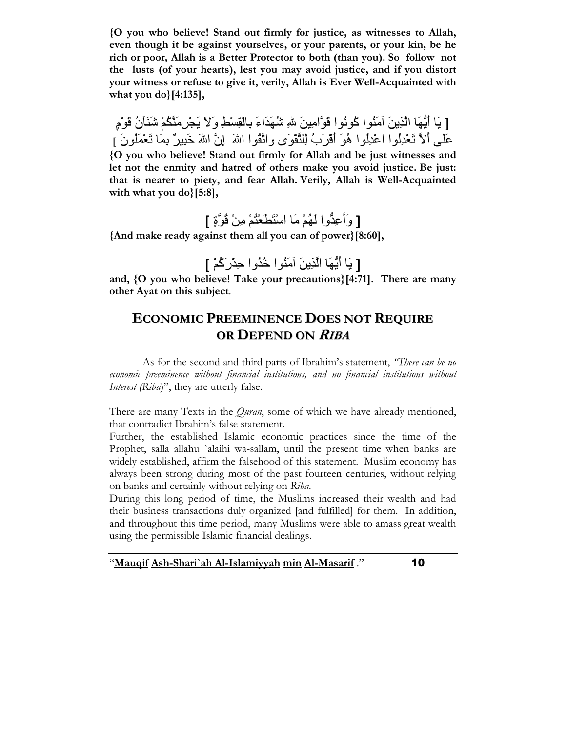**{O you who believe! Stand out firmly for justice, as witnesses to Allah, even though it be against yourselves, or your parents, or your kin, be he rich or poor, Allah is a Better Protector to both (than you). So follow not the lusts (of your hearts), lest you may avoid justice, and if you distort your witness or refuse to give it, verily, Allah is Ever Well-Acquainted with what you do}[4:135],**

[ يَا أَيُّهَا الَّذِينَ آمَنُوا كُونُوا قَوَّامِينَ للهِ شُهَدَاءَ بِالْقِسْطِ وَلاَ يَجْرِمَنَّكُمْ شَنَآنُ قَوْمٍ عَلَى أَلاَّ تَعْدِلُوا اعْدِلُوا هُوَ أَقْرَبُ لِلتَّقْوَى واتَّقُوا اللهَ إِنَّ اللهَ خَبِيرٌ بِمَا تَعْمَلُونَ ]

**{O you who believe! Stand out firmly for Allah and be just witnesses and let not the enmity and hatred of others make you avoid justice. Be just: that is nearer to piety, and fear Allah. Verily, Allah is Well-Acquainted with what you do}[5:8],**

[ وَأَعِدُّوا لَهُمْ مَا اسْتَطَعْتُمْ مِنْ قُوَّةٍ ]

**{And make ready against them all you can of power}[8:60],**

[ يَا أَيُّهَا الَّذِينَ آمَنُوا خُذُوا حِذْرَكُمْ ]

**and, {O you who believe! Take your precautions}[4:71]. There are many other Ayat on this subject**.

## ECONOMIC PREEMINENCE DOES NOT REQUIRE OR DEPEND ON *RIBA*

As for the second and third parts of Ibrahim's statement, *"There can be no economic preeminence without financial institutions, and no financial institutions without Interest (Riba)*", they are utterly false.

There are many Texts in the *Quran*, some of which we have already mentioned, that contradict Ibrahim's false statement.

Further, the established Islamic economic practices since the time of the Prophet, salla allahu `alaihi wa-sallam, until the present time when banks are widely established, affirm the falsehood of this statement. Muslim economy has always been strong during most of the past fourteen centuries, without relying on banks and certainly without relying on *Riba*.

During this long period of time, the Muslims increased their wealth and had their business transactions duly organized [and fulfilled] for them. In addition, and throughout this time period, many Muslims were able to amass great wealth using the permissible Islamic financial dealings.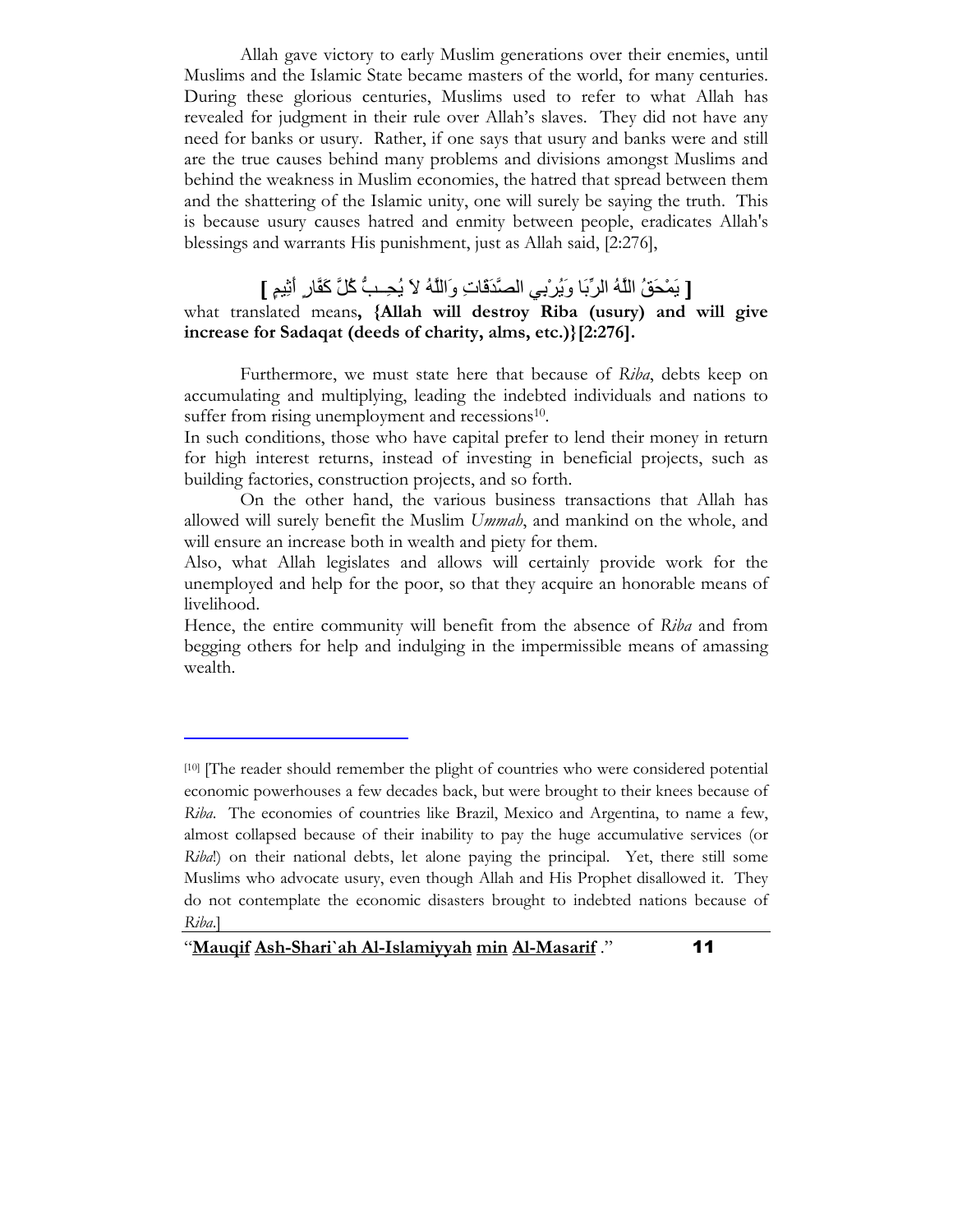Allah gave victory to early Muslim generations over their enemies, until Muslims and the Islamic State became masters of the world, for many centuries. During these glorious centuries, Muslims used to refer to what Allah has revealed for judgment in their rule over Allah's slaves. They did not have any need for banks or usury. Rather, if one says that usury and banks were and still are the true causes behind many problems and divisions amongst Muslims and behind the weakness in Muslim economies, the hatred that spread between them and the shattering of the Islamic unity, one will surely be saying the truth. This is because usury causes hatred and enmity between people, eradicates Allah's blessings and warrants His punishment, just as Allah said, [2:276],

**[ يَمْحَقُ اللّهُ الْرِّبَا وَيُرْبِي الصَّدَقَاتِ وَاللّهُ لاَ يُحِبُّ كُلَّ كَفَّارٍ أَثِيمٍ ]**

what translated means**, {Allah will destroy Riba (usury) and will give increase for Sadaqat (deeds of charity, alms, etc.)}[2:276].**

Furthermore, we must state here that because of *Riba*, debts keep on accumulating and multiplying, leading the indebted individuals and nations to suffer from rising unemployment and recessions[10].

In such conditions, those who have capital prefer to lend their money in return for high interest returns, instead of investing in beneficial projects, such as building factories, construction projects, and so forth.

On the other hand, the various business transactions that Allah has allowed will surely benefit the Muslim *Ummah*, and mankind on the whole, and will ensure an increase both in wealth and piety for them.

Also, what Allah legislates and allows will certainly provide work for the unemployed and help for the poor, so that they acquire an honorable means of livelihood.

Hence, the entire community will benefit from the absence of *Riba* and from begging others for help and indulging in the impermissible means of amassing wealth.

---

[10] [The reader should remember the plight of countries who were considered potential economic powerhouses a few decades back, but were brought to their knees because of *Riba*. The economies of countries like Brazil, Mexico and Argentina, to name a few, almost collapsed because of their inability to pay the huge accumulative services (or *Riba*!) on their national debts, let alone paying the principal. Yet, there still some Muslims who advocate usury, even though Allah and His Prophet disallowed it. They do not contemplate the economic disasters brought to indebted nations because of *Riba*.]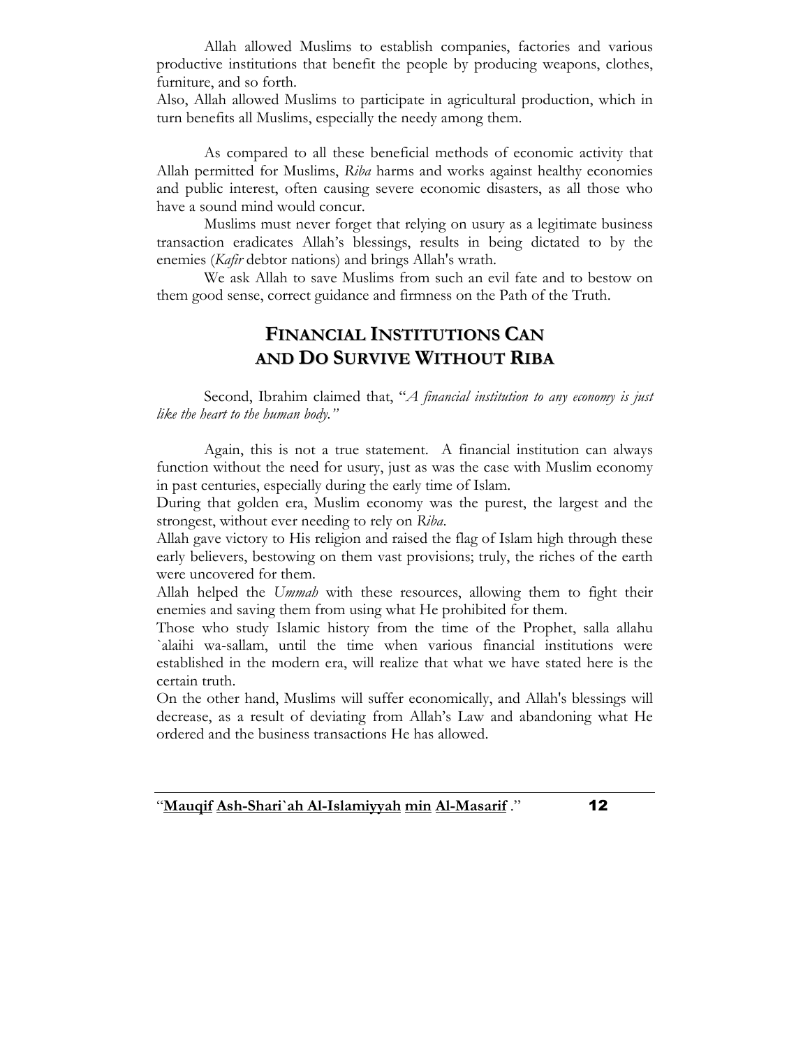Allah allowed Muslims to establish companies, factories and various productive institutions that benefit the people by producing weapons, clothes, furniture, and so forth.

Also, Allah allowed Muslims to participate in agricultural production, which in turn benefits all Muslims, especially the needy among them.

As compared to all these beneficial methods of economic activity that Allah permitted for Muslims, *Riba* harms and works against healthy economies and public interest, often causing severe economic disasters, as all those who have a sound mind would concur.

Muslims must never forget that relying on usury as a legitimate business transaction eradicates Allah's blessings, results in being dictated to by the enemies (*Kafir* debtor nations) and brings Allah's wrath.

We ask Allah to save Muslims from such an evil fate and to bestow on them good sense, correct guidance and firmness on the Path of the Truth.

## FINANCIAL INSTITUTIONS CAN AND DO SURVIVE WITHOUT RIBA

Second, Ibrahim claimed that, "*A financial institution to any economy is just like the heart to the human body.*"

Again, this is not a true statement. A financial institution can always function without the need for usury, just as was the case with Muslim economy in past centuries, especially during the early time of Islam.

During that golden era, Muslim economy was the purest, the largest and the strongest, without ever needing to rely on *Riba*.

Allah gave victory to His religion and raised the flag of Islam high through these early believers, bestowing on them vast provisions; truly, the riches of the earth were uncovered for them.

Allah helped the *Ummah* with these resources, allowing them to fight their enemies and saving them from using what He prohibited for them.

Those who study Islamic history from the time of the Prophet, salla allahu `alaihi wa-sallam, until the time when various financial institutions were established in the modern era, will realize that what we have stated here is the certain truth.

On the other hand, Muslims will suffer economically, and Allah's blessings will decrease, as a result of deviating from Allah's Law and abandoning what He ordered and the business transactions He has allowed.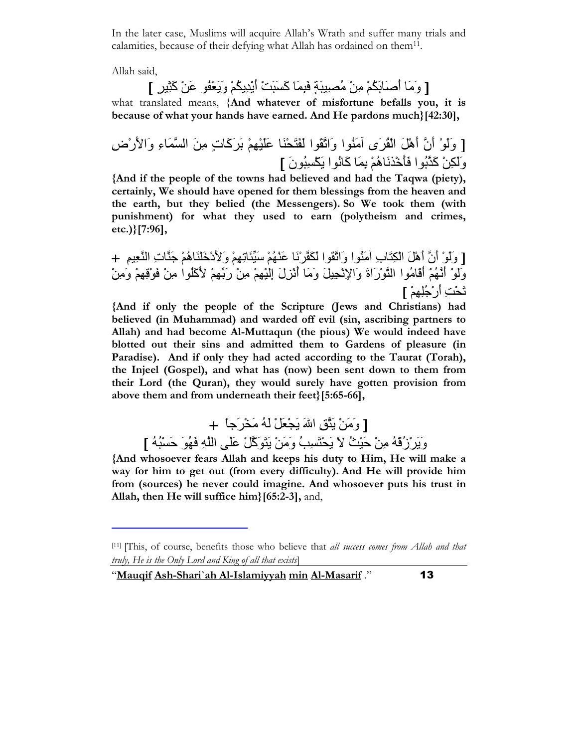In the later case, Muslims will acquire Allah's Wrath and suffer many trials and calamities, because of their defying what Allah has ordained on them[11].

Allah said,

[ وَمَا أَصَابَكُمْ مِنْ مُصِيبَةٍ فَبِمَا كَسَبَتْ أَيْدِيكُمْ وَيَعْفُو عَنْ كَثِيرٍ ]

what translated means, {**And whatever of misfortune befalls you, it is because of what your hands have earned. And He pardons much}[42:30],**

[ وَلَوْ أَنَّ أَهْلَ الْقُرَى آمَنُوا وَاتَّقَوْا لَفَتَحْنَا عَلَيْهِمْ بَرَكَاتٍ مِنَ السَّمَاءِ وَالأَرْضِ وَلَكِنْ كَذَّبُوا فَأَخَذْنَاهُمْ بِمَا كَانُوا يَكْسِبُونَ ]

**{And if the people of the towns had believed and had the Taqwa (piety), certainly, We should have opened for them blessings from the heaven and the earth, but they belied (the Messengers). So We took them (with punishment) for what they used to earn (polytheism and crimes, etc.)}[7:96],**

[ وَلَوْ أَنَّ أَهْلَ الْكِتَابِ آمَنُوا وَاتَّقَوْا لَكَفَّرْنَا عَنْهُمْ سَيِّئَاتِهِمْ وَلأَدْخَلْنَاهُمْ جَنَّاتِ النَّعِيمِ + وَلَوْ أَنَّهُمْ أَقَامُوا التَّوْرَاةَ وَالإِنْجِيلَ وَمَا أُنْزِلَ إِلَيْهِمْ مِنْ رَبِّهِمْ لأَكَلُوا مِنْ فَوْقِهِمْ وَمِنْ تَحْتِ أَرْجُلِهِمْ ]

**{And if only the people of the Scripture (Jews and Christians) had believed (in Muhammad) and warded off evil (sin, ascribing partners to Allah) and had become Al-Muttaqun (the pious) We would indeed have blotted out their sins and admitted them to Gardens of pleasure (in Paradise). And if only they had acted according to the Taurat (Torah), the Injeel (Gospel), and what has (now) been sent down to them from their Lord (the Quran), they would surely have gotten provision from above them and from underneath their feet}[5:65-66],**

[ وَمَنْ يَتَّقِ اللهَ يَجْعَلْ لَهُ مَخْرَجاً + وَيَرْزُقْهُ مِنْ حَيْثُ لاَ يَحْتَسِبُ وَمَنْ يَتَوَكَّلْ عَلَى اللَّهِ فَهُوَ حَسْبُهُ ]

**{And whosoever fears Allah and keeps his duty to Him, He will make a way for him to get out (from every difficulty). And He will provide him from (sources) he never could imagine. And whosoever puts his trust in Allah, then He will suffice him}[65:2-3],** and,

---

[11] [This, of course, benefits those who believe that *all success comes from Allah and that truly, He is the Only Lord and King of all that exists*]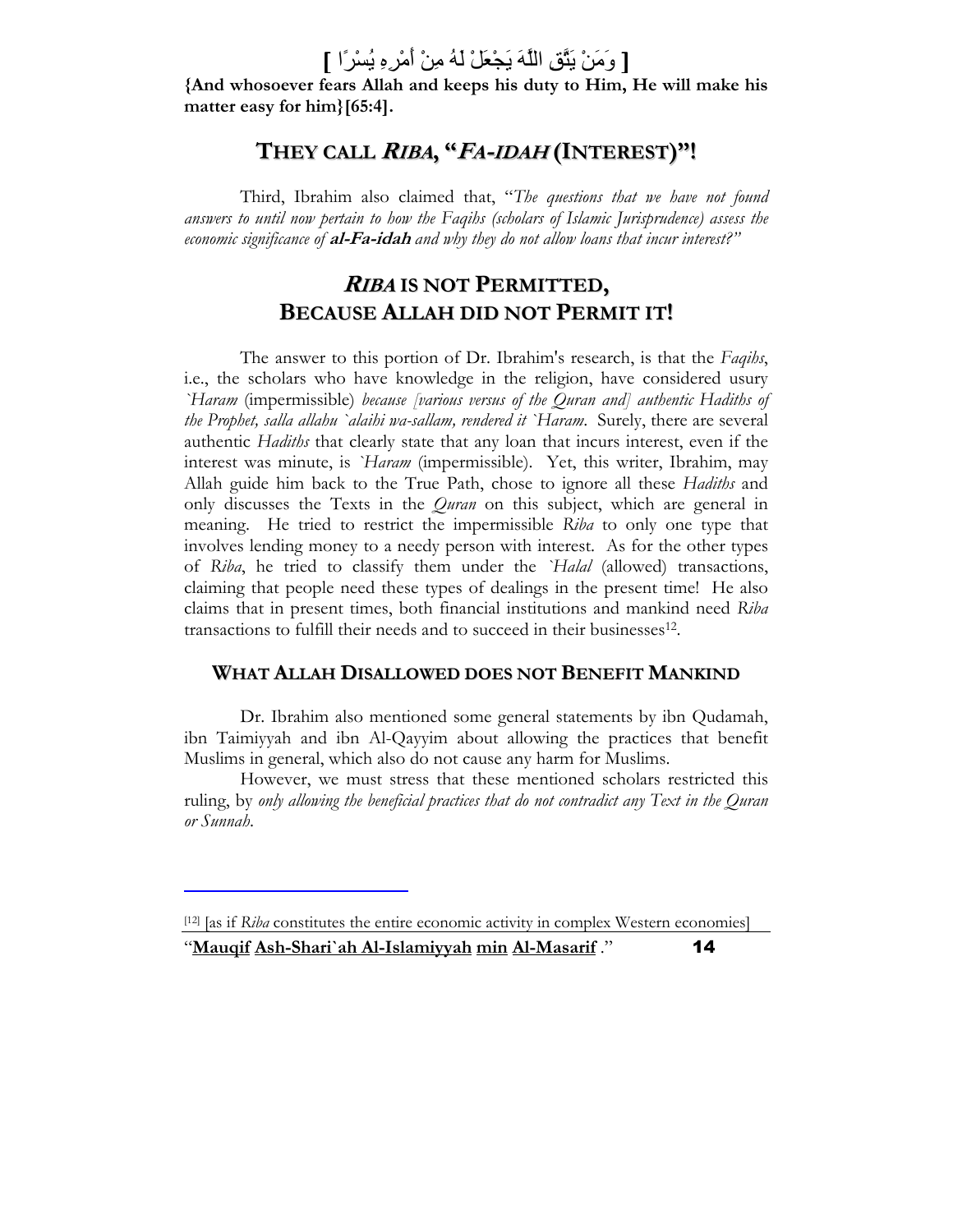[ وَمَنْ يَتَّقِ اللَّهَ يَجْعَلْ لَهُ مِنْ أَمْرِهِ يُسْرًا ]

**{And whosoever fears Allah and keeps his duty to Him, He will make his matter easy for him}[65:4].**

## THEY CALL *RIBA*, "*FA-IDAH* (INTEREST)"!

Third, Ibrahim also claimed that, "*The questions that we have not found answers to until now pertain to how the Faqihs (scholars of Islamic Jurisprudence) assess the economic significance of* ***al-Fa-idah*** *and why they do not allow loans that incur interest?"*

## *RIBA* IS NOT PERMITTED, BECAUSE ALLAH DID NOT PERMIT IT!

The answer to this portion of Dr. Ibrahim's research, is that the *Faqihs*, i.e., the scholars who have knowledge in the religion, have considered usury *`Haram* (impermissible) *because [various versus of the Quran and] authentic Hadiths of the Prophet, salla allahu `alaihi wa-sallam, rendered it `Haram*. Surely, there are several authentic *Hadiths* that clearly state that any loan that incurs interest, even if the interest was minute, is *`Haram* (impermissible). Yet, this writer, Ibrahim, may Allah guide him back to the True Path, chose to ignore all these *Hadiths* and only discusses the Texts in the *Quran* on this subject, which are general in meaning. He tried to restrict the impermissible *Riba* to only one type that involves lending money to a needy person with interest. As for the other types of *Riba*, he tried to classify them under the *`Halal* (allowed) transactions, claiming that people need these types of dealings in the present time! He also claims that in present times, both financial institutions and mankind need *Riba* transactions to fulfill their needs and to succeed in their businesses[12].

### WHAT ALLAH DISALLOWED DOES NOT BENEFIT MANKIND

Dr. Ibrahim also mentioned some general statements by ibn Qudamah, ibn Taimiyyah and ibn Al-Qayyim about allowing the practices that benefit Muslims in general, which also do not cause any harm for Muslims.

However, we must stress that these mentioned scholars restricted this ruling, by *only allowing the beneficial practices that do not contradict any Text in the Quran or Sunnah*.

---

[12] [as if *Riba* constitutes the entire economic activity in complex Western economies]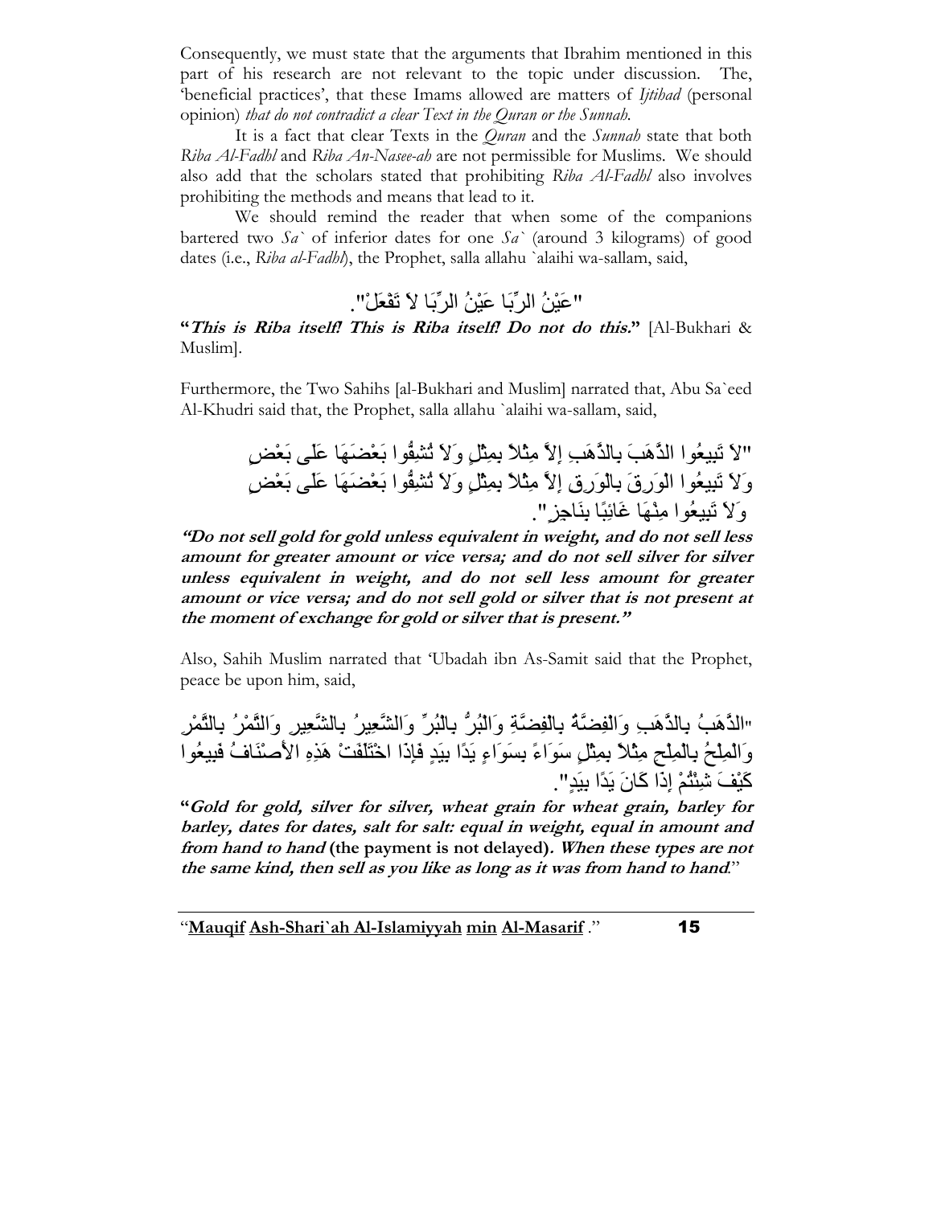Consequently, we must state that the arguments that Ibrahim mentioned in this part of his research are not relevant to the topic under discussion. The, 'beneficial practices', that these Imams allowed are matters of *Ijtihad* (personal opinion) *that do not contradict a clear Text in the Quran or the Sunnah.*

It is a fact that clear Texts in the *Quran* and the *Sunnah* state that both *Riba Al-Fadhl* and *Riba An-Nasee-ah* are not permissible for Muslims. We should also add that the scholars stated that prohibiting *Riba Al-Fadhl* also involves prohibiting the methods and means that lead to it.

We should remind the reader that when some of the companions bartered two *Sa`* of inferior dates for one *Sa`* (around 3 kilograms) of good dates (i.e., *Riba al-Fadhl*), the Prophet, salla allahu `alaihi wa-sallam, said,

"عَيْنُ الرِّبَا عَيْنُ الرِّبَا لاَ تَفْعَلْ".

**"*This is Riba itself! This is Riba itself! Do not do this.*"** [Al-Bukhari & Muslim].

Furthermore, the Two Sahihs [al-Bukhari and Muslim] narrated that, Abu Sa`eed Al-Khudri said that, the Prophet, salla allahu `alaihi wa-sallam, said,

"لاَ تَبِيعُوا الذَّهَبَ بِالذَّهَبِ إِلاَّ مِثْلاً بِمِثْلٍ وَلاَ تُشِفُّوا بَعْضَهَا عَلَى بَعْضٍ وَلاَ تَبِيعُوا الْوَرِقَ بِالْوَرِقِ إِلاَّ مِثْلاً بِمِثْلٍ وَلاَ تُشِفُّوا بَعْضَهَا عَلَى بَعْضٍ وَلاَ تَبِيعُوا مِنْهَا غَائِبًا بِنَاجِزٍ".

***"Do not sell gold for gold unless equivalent in weight, and do not sell less amount for greater amount or vice versa; and do not sell silver for silver unless equivalent in weight, and do not sell less amount for greater amount or vice versa; and do not sell gold or silver that is not present at the moment of exchange for gold or silver that is present."***

Also, Sahih Muslim narrated that 'Ubadah ibn As-Samit said that the Prophet, peace be upon him, said,

"الذَّهَبُ بِالذَّهَبِ وَالْفِضَّةُ بِالْفِضَّةِ وَالْبُرُّ بِالْبُرِّ وَالشَّعِيرُ بِالشَّعِيرِ وَالتَّمْرُ بِالتَّمْرِ وَالْمِلْحُ بِالْمِلْحِ مِثْلاً بِمِثْلٍ سَوَاءً بِسَوَاءٍ يَدًا بِيَدٍ فَإِذَا اخْتَلَفَتْ هَذِهِ الأَصْنَافُ فَبِيعُوا كَيْفَ شِئْتُمْ إِذَا كَانَ يَدًا بِيَدٍ".

**"*Gold for gold, silver for silver, wheat grain for wheat grain, barley for barley, dates for dates, salt for salt: equal in weight, equal in amount and from hand to hand* (the payment is not delayed)*. When these types are not the same kind, then sell as you like as long as it was from hand to hand*."**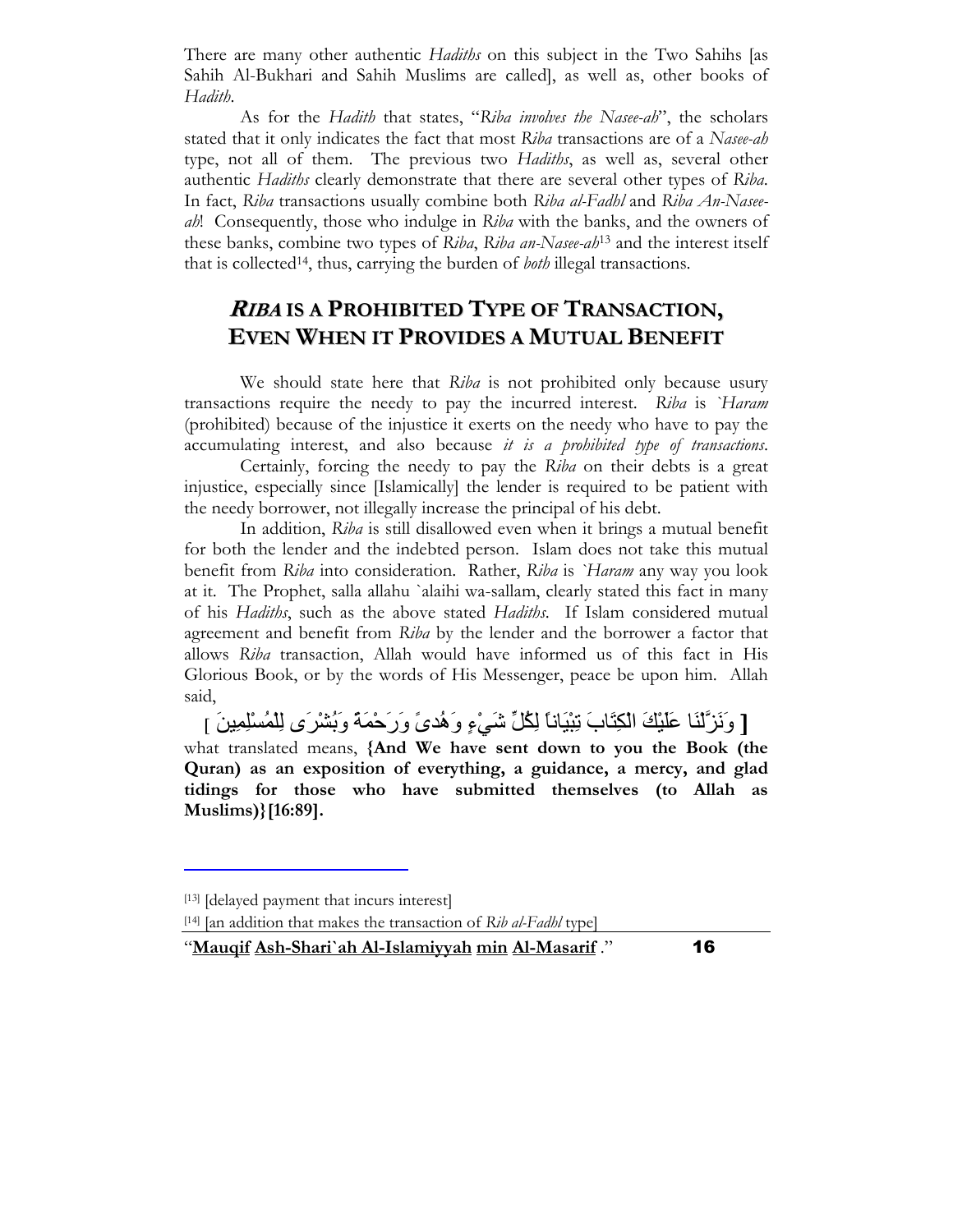There are many other authentic *Hadiths* on this subject in the Two Sahihs [as Sahih Al-Bukhari and Sahih Muslims are called], as well as, other books of *Hadith*.

As for the *Hadith* that states, "*Riba involves the Nasee-ah*", the scholars stated that it only indicates the fact that most *Riba* transactions are of a *Nasee-ah* type, not all of them. The previous two *Hadiths*, as well as, several other authentic *Hadiths* clearly demonstrate that there are several other types of *Riba*. In fact, *Riba* transactions usually combine both *Riba al-Fadhl* and *Riba An-Nasee-ah*! Consequently, those who indulge in *Riba* with the banks, and the owners of these banks, combine two types of *Riba*, *Riba an-Nasee-ah*[13] and the interest itself that is collected[14], thus, carrying the burden of *both* illegal transactions.

## *RIBA* IS A PROHIBITED TYPE OF TRANSACTION, EVEN WHEN IT PROVIDES A MUTUAL BENEFIT

We should state here that *Riba* is not prohibited only because usury transactions require the needy to pay the incurred interest. *Riba* is *`Haram* (prohibited) because of the injustice it exerts on the needy who have to pay the accumulating interest, and also because *it is a prohibited type of transactions*.

Certainly, forcing the needy to pay the *Riba* on their debts is a great injustice, especially since [Islamically] the lender is required to be patient with the needy borrower, not illegally increase the principal of his debt.

In addition, *Riba* is still disallowed even when it brings a mutual benefit for both the lender and the indebted person. Islam does not take this mutual benefit from *Riba* into consideration. Rather, *Riba* is *`Haram* any way you look at it. The Prophet, salla allahu `alaihi wa-sallam, clearly stated this fact in many of his *Hadiths*, such as the above stated *Hadiths*. If Islam considered mutual agreement and benefit from *Riba* by the lender and the borrower a factor that allows *Riba* transaction, Allah would have informed us of this fact in His Glorious Book, or by the words of His Messenger, peace be upon him. Allah said,

**[** وَنَزَّلْنَا عَلَيْكَ الْكِتَابَ تِبْيَاناً لِكُلِّ شَيْءٍ وَهُدىً وَرَحْمَةً وَبُشْرَى لِلْمُسْلِمِينَ **]**

what translated means, **{And We have sent down to you the Book (the Quran) as an exposition of everything, a guidance, a mercy, and glad tidings for those who have submitted themselves (to Allah as Muslims)}[16:89].**

---

[13] [delayed payment that incurs interest]

[14] [an addition that makes the transaction of *Rib al-Fadhl* type]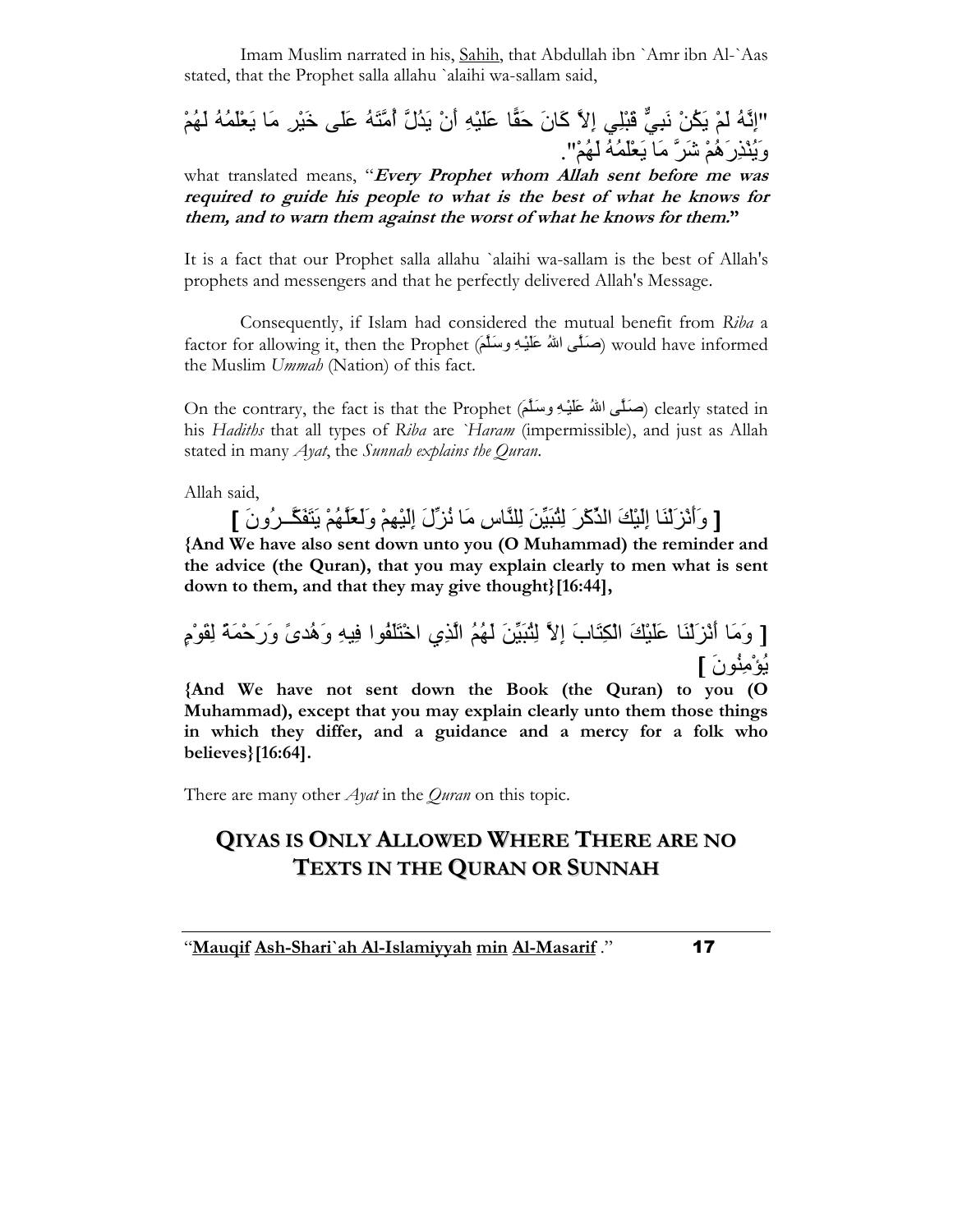Imam Muslim narrated in his, Sahih, that Abdullah ibn `Amr ibn Al-`Aas stated, that the Prophet salla allahu `alaihi wa-sallam said,

"إِنَّهُ لَمْ يَكُنْ نَبِيٌّ قَبْلِي إِلاَّ كَانَ حَقًّا عَلَيْهِ أَنْ يَدُلَّ أُمَّتَهُ عَلَى خَيْرِ مَا يَعْلَمُهُ لَهُمْ وَيُنْذِرَهُمْ شَرَّ مَا يَعْلَمُهُ لَهُمْ".

what translated means, "***Every Prophet whom Allah sent before me was required to guide his people to what is the best of what he knows for them, and to warn them against the worst of what he knows for them.***"

It is a fact that our Prophet salla allahu `alaihi wa-sallam is the best of Allah's prophets and messengers and that he perfectly delivered Allah's Message.

Consequently, if Islam had considered the mutual benefit from *Riba* a factor for allowing it, then the Prophet (صَلَّى اللهُ عَلَيْهِ وسَلَّمَ) would have informed the Muslim *Ummah* (Nation) of this fact.

On the contrary, the fact is that the Prophet (صَلَّى اللهُ عَلَيْهِ وسَلَّمَ) clearly stated in his *Hadiths* that all types of *Riba* are *`Haram* (impermissible), and just as Allah stated in many *Ayat*, the *Sunnah explains the Quran*.

Allah said,

[ وَأَنْزَلْنَا إِلَيْكَ الذِّكْرَ لِتُبَيِّنَ لِلنَّاسِ مَا نُزِّلَ إِلَيْهِمْ وَلَعَلَّهُمْ يَتَفَكَّرُونَ ]

**{And We have also sent down unto you (O Muhammad) the reminder and the advice (the Quran), that you may explain clearly to men what is sent down to them, and that they may give thought}[16:44],**

[ وَمَا أَنْزَلْنَا عَلَيْكَ الْكِتَابَ إِلاَّ لِتُبَيِّنَ لَهُمُ الَّذِي اخْتَلَفُوا فِيهِ وَهُدىً وَرَحْمَةً لِقَوْمٍ يُؤْمِنُونَ ]

**{And We have not sent down the Book (the Quran) to you (O Muhammad), except that you may explain clearly unto them those things in which they differ, and a guidance and a mercy for a folk who believes}[16:64].**

There are many other *Ayat* in the *Quran* on this topic.

## QIYAS IS ONLY ALLOWED WHERE THERE ARE NO TEXTS IN THE QURAN OR SUNNAH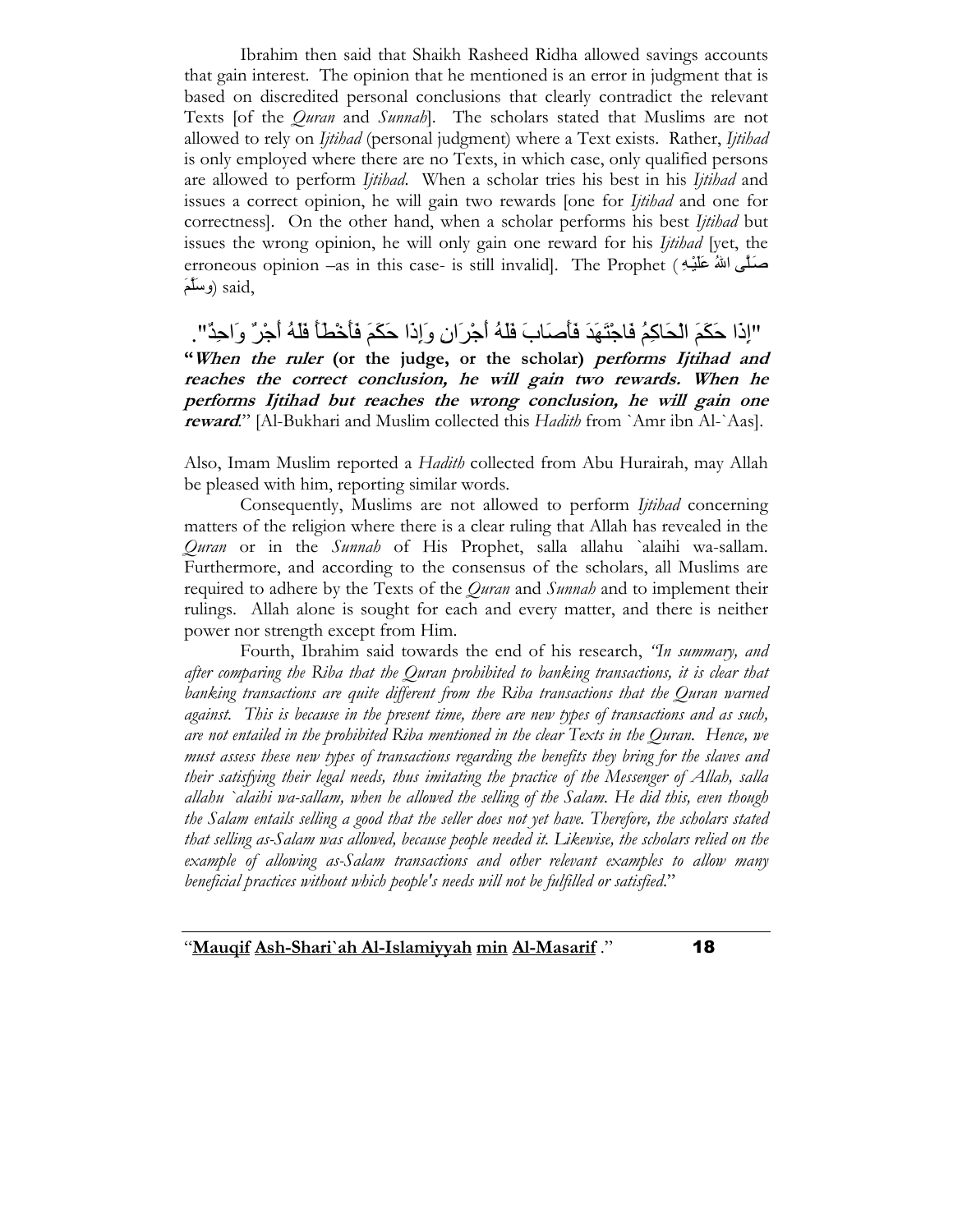Ibrahim then said that Shaikh Rasheed Ridha allowed savings accounts that gain interest. The opinion that he mentioned is an error in judgment that is based on discredited personal conclusions that clearly contradict the relevant Texts [of the *Quran* and *Sunnah*]. The scholars stated that Muslims are not allowed to rely on *Ijtihad* (personal judgment) where a Text exists. Rather, *Ijtihad* is only employed where there are no Texts, in which case, only qualified persons are allowed to perform *Ijtihad*. When a scholar tries his best in his *Ijtihad* and issues a correct opinion, he will gain two rewards [one for *Ijtihad* and one for correctness]. On the other hand, when a scholar performs his best *Ijtihad* but issues the wrong opinion, he will only gain one reward for his *Ijtihad* [yet, the erroneous opinion –as in this case- is still invalid]. The Prophet (صَلَّى اللهُ عَلَيْهِ وسَلَّمَ) said,

"إِذَا حَكَمَ الْحَاكِمُ فَاجْتَهَدَ فَأَصَابَ فَلَهُ أَجْرَانِ وَإِذَا حَكَمَ فَأَخْطَأَ فَلَهُ أَجْرٌ وَاحِدٌ".

"***When the ruler*** **(or the judge, or the scholar)** ***performs Ijtihad and reaches the correct conclusion, he will gain two rewards. When he performs Ijtihad but reaches the wrong conclusion, he will gain one reward***." [Al-Bukhari and Muslim collected this *Hadith* from `Amr ibn Al-`Aas].

Also, Imam Muslim reported a *Hadith* collected from Abu Hurairah, may Allah be pleased with him, reporting similar words.

Consequently, Muslims are not allowed to perform *Ijtihad* concerning matters of the religion where there is a clear ruling that Allah has revealed in the *Quran* or in the *Sunnah* of His Prophet, salla allahu `alaihi wa-sallam. Furthermore, and according to the consensus of the scholars, all Muslims are required to adhere by the Texts of the *Quran* and *Sunnah* and to implement their rulings. Allah alone is sought for each and every matter, and there is neither power nor strength except from Him.

Fourth, Ibrahim said towards the end of his research, *"In summary, and after comparing the Riba that the Quran prohibited to banking transactions, it is clear that banking transactions are quite different from the Riba transactions that the Quran warned against. This is because in the present time, there are new types of transactions and as such, are not entailed in the prohibited Riba mentioned in the clear Texts in the Quran. Hence, we must assess these new types of transactions regarding the benefits they bring for the slaves and their satisfying their legal needs, thus imitating the practice of the Messenger of Allah, salla allahu `alaihi wa-sallam, when he allowed the selling of the Salam. He did this, even though the Salam entails selling a good that the seller does not yet have. Therefore, the scholars stated that selling as-Salam was allowed, because people needed it. Likewise, the scholars relied on the example of allowing as-Salam transactions and other relevant examples to allow many beneficial practices without which people's needs will not be fulfilled or satisfied.*"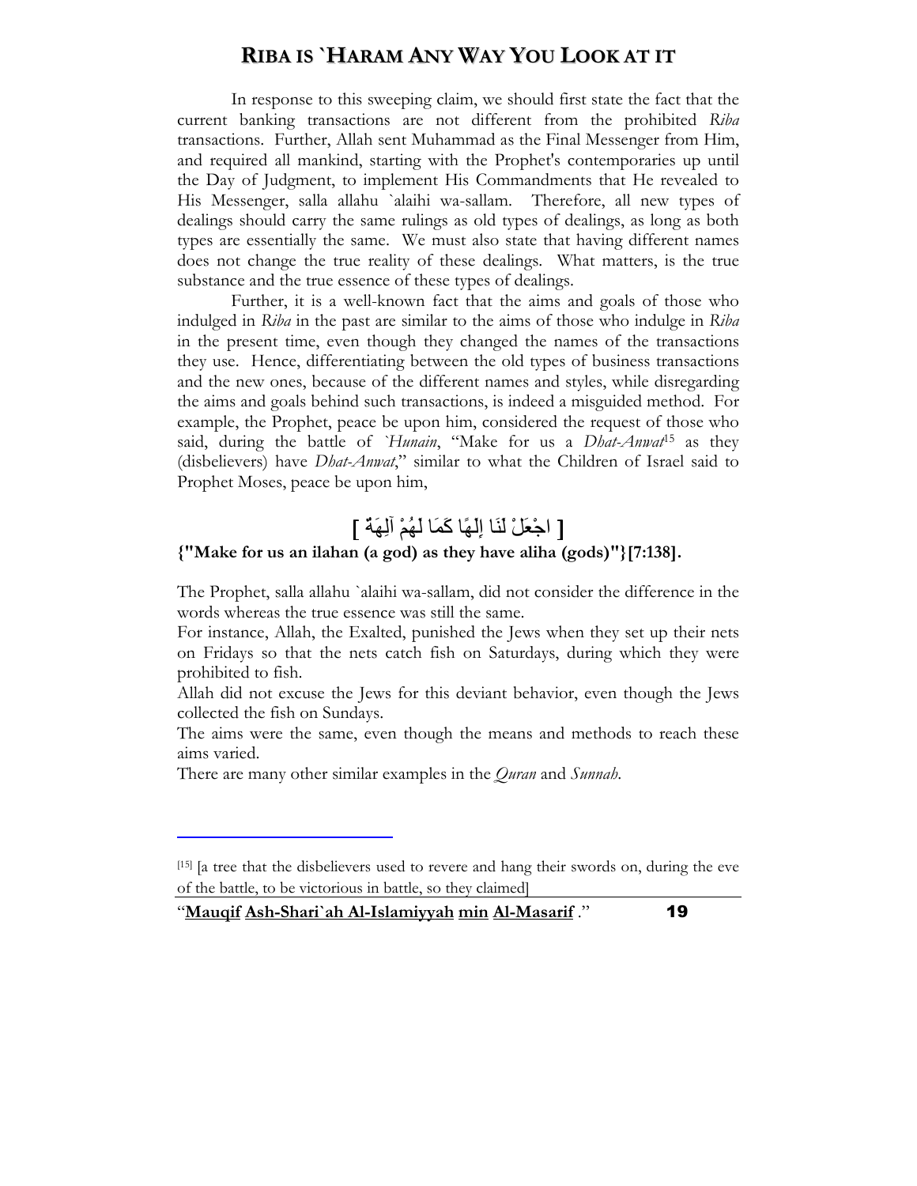In response to this sweeping claim, we should first state the fact that the current banking transactions are not different from the prohibited *Riba* transactions. Further, Allah sent Muhammad as the Final Messenger from Him, and required all mankind, starting with the Prophet's contemporaries up until the Day of Judgment, to implement His Commandments that He revealed to His Messenger, salla allahu `alaihi wa-sallam. Therefore, all new types of dealings should carry the same rulings as old types of dealings, as long as both types are essentially the same. We must also state that having different names does not change the true reality of these dealings. What matters, is the true substance and the true essence of these types of dealings.

Further, it is a well-known fact that the aims and goals of those who indulged in *Riba* in the past are similar to the aims of those who indulge in *Riba* in the present time, even though they changed the names of the transactions they use. Hence, differentiating between the old types of business transactions and the new ones, because of the different names and styles, while disregarding the aims and goals behind such transactions, is indeed a misguided method. For example, the Prophet, peace be upon him, considered the request of those who said, during the battle of *`Hunain*, "Make for us a *Dhat-Anwat*[15] as they (disbelievers) have *Dhat-Anwat*," similar to what the Children of Israel said to Prophet Moses, peace be upon him,

[ اجْعَلْ لَنَا إِلَهًا كَمَا لَهُمْ آلِهَةٌ ]

**{"Make for us an ilahan (a god) as they have aliha (gods)"}[7:138].**

The Prophet, salla allahu `alaihi wa-sallam, did not consider the difference in the words whereas the true essence was still the same.

For instance, Allah, the Exalted, punished the Jews when they set up their nets on Fridays so that the nets catch fish on Saturdays, during which they were prohibited to fish.

Allah did not excuse the Jews for this deviant behavior, even though the Jews collected the fish on Sundays.

The aims were the same, even though the means and methods to reach these aims varied.

There are many other similar examples in the *Quran* and *Sunnah*.

---

[15] [a tree that the disbelievers used to revere and hang their swords on, during the eve of the battle, to be victorious in battle, so they claimed]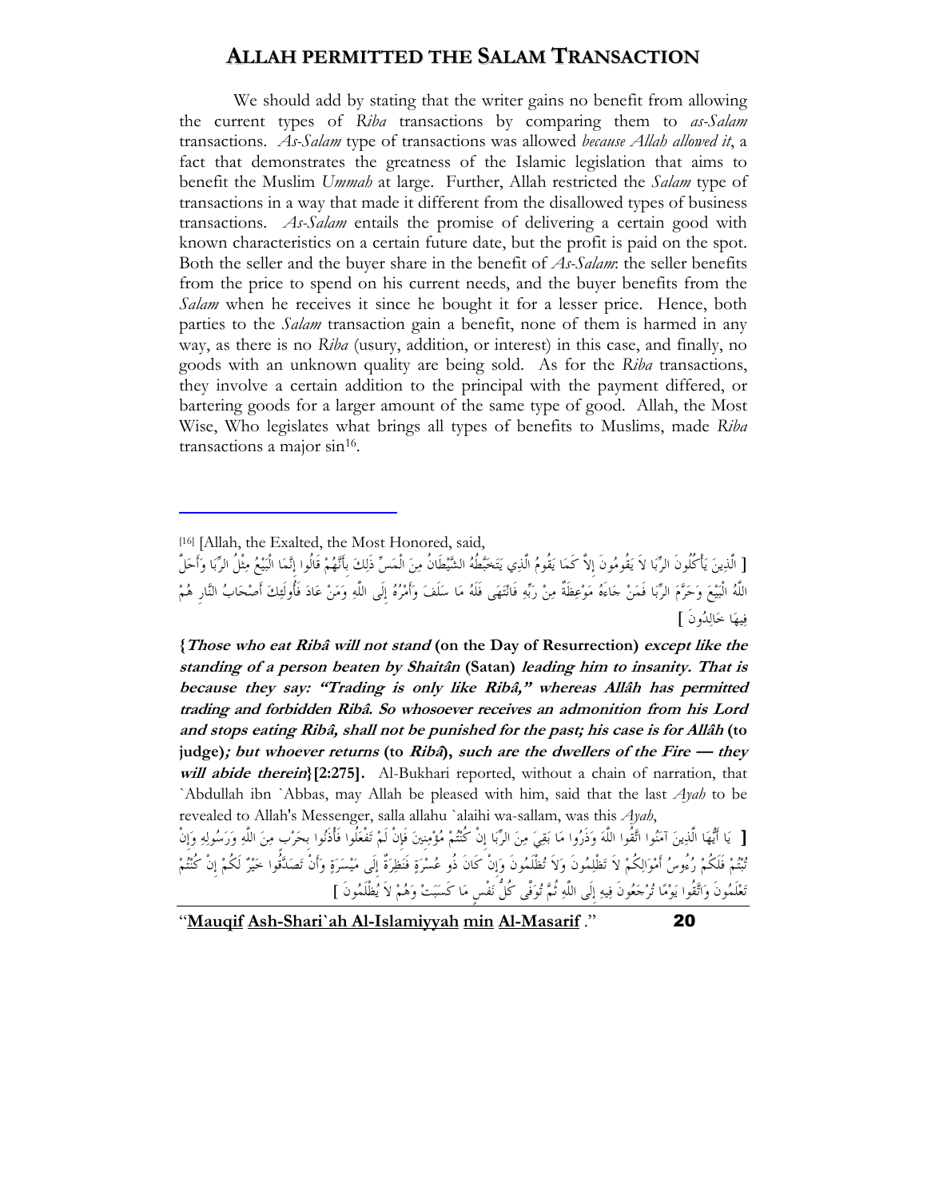# ALLAH PERMITTED THE SALAM TRANSACTION

We should add by stating that the writer gains no benefit from allowing the current types of *Riba* transactions by comparing them to *as-Salam* transactions. *As-Salam* type of transactions was allowed *because Allah allowed it*, a fact that demonstrates the greatness of the Islamic legislation that aims to benefit the Muslim *Ummah* at large. Further, Allah restricted the *Salam* type of transactions in a way that made it different from the disallowed types of business transactions. *As-Salam* entails the promise of delivering a certain good with known characteristics on a certain future date, but the profit is paid on the spot. Both the seller and the buyer share in the benefit of *As-Salam*: the seller benefits from the price to spend on his current needs, and the buyer benefits from the *Salam* when he receives it since he bought it for a lesser price. Hence, both parties to the *Salam* transaction gain a benefit, none of them is harmed in any way, as there is no *Riba* (usury, addition, or interest) in this case, and finally, no goods with an unknown quality are being sold. As for the *Riba* transactions, they involve a certain addition to the principal with the payment differed, or bartering goods for a larger amount of the same type of good. Allah, the Most Wise, Who legislates what brings all types of benefits to Muslims, made *Riba* transactions a major sin[16].

---

[16] [Allah, the Exalted, the Most Honored, said,

[ الَّذِينَ يَأْكُلُونَ الرِّبَا لاَ يَقُومُونَ إِلاَّ كَمَا يَقُومُ الَّذِي يَتَخَبَّطُهُ الشَّيْطَانُ مِنَ الْمَسِّ ذَلِكَ بِأَنَّهُمْ قَالُوا إِنَّمَا الْبَيْعُ مِثْلُ الرِّبَا وَأَحَلَّ اللَّهُ الْبَيْعَ وَحَرَّمَ الرِّبَا فَمَنْ جَاءَهُ مَوْعِظَةٌ مِنْ رَبِّهِ فَانْتَهَى فَلَهُ مَا سَلَفَ وَأَمْرُهُ إِلَى اللَّهِ وَمَنْ عَادَ فَأُولَئِكَ أَصْحَابُ النَّارِ هُمْ فِيهَا خَالِدُونَ ]

**{*Those who eat Ribâ will not stand* (on the Day of Resurrection) *except like the standing of a person beaten by Shaitân* (Satan) *leading him to insanity. That is because they say: "Trading is only like Ribâ," whereas Allâh has permitted trading and forbidden Ribâ. So whosoever receives an admonition from his Lord and stops eating Ribâ, shall not be punished for the past; his case is for Allâh* (to judge)*; but whoever returns* (to *Ribâ*)*, such are the dwellers of the Fire — they will abide therein*}[2:275].** Al-Bukhari reported, without a chain of narration, that `Abdullah ibn `Abbas, may Allah be pleased with him, said that the last *Ayah* to be revealed to Allah's Messenger, salla allahu `alaihi wa-sallam, was this *Ayah*,

[ يَا أَيُّهَا الَّذِينَ آمَنُوا اتَّقُوا اللَّهَ وَذَرُوا مَا بَقِيَ مِنَ الرِّبَا إِنْ كُنْتُمْ مُؤْمِنِينَ فَإِنْ لَمْ تَفْعَلُوا فَأْذَنُوا بِحَرْبٍ مِنَ اللَّهِ وَرَسُولِهِ وَإِنْ تُبْتُمْ فَلَكُمْ رُءُوسُ أَمْوَالِكُمْ لاَ تَظْلِمُونَ وَلاَ تُظْلَمُونَ وَإِنْ كَانَ ذُو عُسْرَةٍ فَنَظِرَةٌ إِلَى مَيْسَرَةٍ وَأَنْ تَصَدَّقُوا خَيْرٌ لَكُمْ إِنْ كُنْتُمْ تَعْلَمُونَ وَاتَّقُوا يَوْمًا تُرْجَعُونَ فِيهِ إِلَى اللَّهِ ثُمَّ تُوَفَّى كُلُّ نَفْسٍ مَا كَسَبَتْ وَهُمْ لاَ يُظْلَمُونَ ]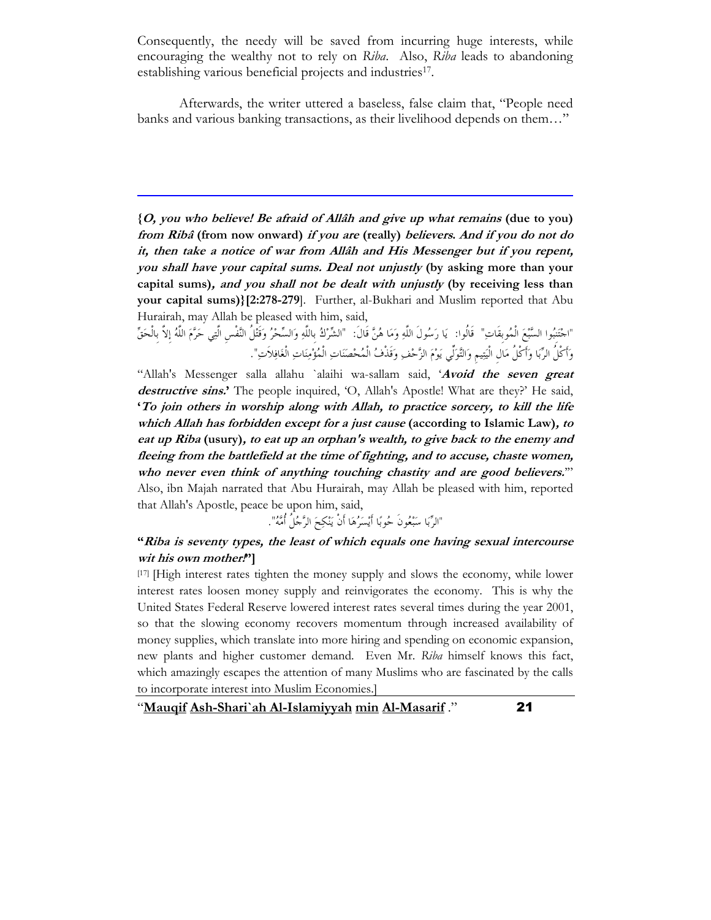Consequently, the needy will be saved from incurring huge interests, while encouraging the wealthy not to rely on *Riba*. Also, *Riba* leads to abandoning establishing various beneficial projects and industries[17].

Afterwards, the writer uttered a baseless, false claim that, "People need banks and various banking transactions, as their livelihood depends on them…"

---

**{*O, you who believe! Be afraid of Allâh and give up what remains* (due to you) *from Ribâ* (from now onward) *if you are* (really) *believers. And if you do not do it, then take a notice of war from Allâh and His Messenger but if you repent, you shall have your capital sums. Deal not unjustly* (by asking more than your capital sums)*, and you shall not be dealt with unjustly* (by receiving less than your capital sums)}[2:278-279**]. Further, al-Bukhari and Muslim reported that Abu Hurairah, may Allah be pleased with him, said,

"اجْتَنِبُوا السَّبْعَ الْمُوبِقَاتِ" قَالُوا: يَا رَسُولَ اللَّهِ وَمَا هُنَّ قَالَ: "الشِّرْكُ بِاللَّهِ وَالسِّحْرُ وَقَتْلُ النَّفْسِ الَّتِي حَرَّمَ اللَّهُ إِلاَّ بِالْحَقِّ وَأَكْلُ الرِّبَا وَأَكْلُ مَالِ الْيَتِيمِ وَالتَّوَلِّي يَوْمَ الزَّحْفِ وَقَذْفُ الْمُحْصَنَاتِ الْمُؤْمِنَاتِ الْغَافِلاَتِ".

"Allah's Messenger salla allahu `alaihi wa-sallam said, '***Avoid the seven great destructive sins.***' The people inquired, 'O, Allah's Apostle! What are they?' He said, '***To join others in worship along with Allah, to practice sorcery, to kill the life which Allah has forbidden except for a just cause* (according to Islamic Law)*, to eat up Riba* (usury)*, to eat up an orphan's wealth, to give back to the enemy and fleeing from the battlefield at the time of fighting, and to accuse, chaste women, who never even think of anything touching chastity and are good believers.***'" Also, ibn Majah narrated that Abu Hurairah, may Allah be pleased with him, reported that Allah's Apostle, peace be upon him, said,

"الرِّبَا سَبْعُونَ حُوبًا أَيْسَرُهَا أَنْ يَنْكِحَ الرَّجُلُ أُمَّهُ".

**"*Riba is seventy types, the least of which equals one having sexual intercourse wit his own mother!*"]**

[17] [High interest rates tighten the money supply and slows the economy, while lower interest rates loosen money supply and reinvigorates the economy. This is why the United States Federal Reserve lowered interest rates several times during the year 2001, so that the slowing economy recovers momentum through increased availability of money supplies, which translate into more hiring and spending on economic expansion, new plants and higher customer demand. Even Mr. *Riba* himself knows this fact, which amazingly escapes the attention of many Muslims who are fascinated by the calls to incorporate interest into Muslim Economies.]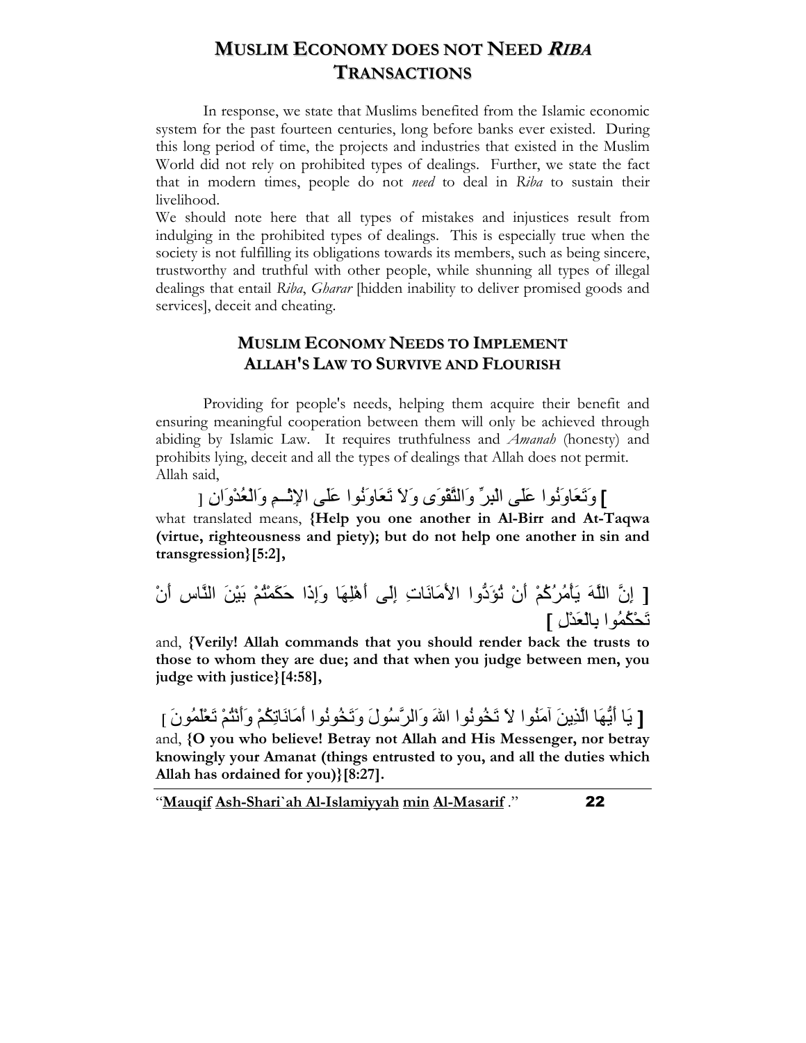## MUSLIM ECONOMY DOES NOT NEED *RIBA* TRANSACTIONS

In response, we state that Muslims benefited from the Islamic economic system for the past fourteen centuries, long before banks ever existed. During this long period of time, the projects and industries that existed in the Muslim World did not rely on prohibited types of dealings. Further, we state the fact that in modern times, people do not *need* to deal in *Riba* to sustain their livelihood.

We should note here that all types of mistakes and injustices result from indulging in the prohibited types of dealings. This is especially true when the society is not fulfilling its obligations towards its members, such as being sincere, trustworthy and truthful with other people, while shunning all types of illegal dealings that entail *Riba*, *Gharar* [hidden inability to deliver promised goods and services], deceit and cheating.

## MUSLIM ECONOMY NEEDS TO IMPLEMENT ALLAH'S LAW TO SURVIVE AND FLOURISH

Providing for people's needs, helping them acquire their benefit and ensuring meaningful cooperation between them will only be achieved through abiding by Islamic Law. It requires truthfulness and *Amanah* (honesty) and prohibits lying, deceit and all the types of dealings that Allah does not permit. Allah said,

**[** وَتَعَاوَنُوا عَلَى الْبِرِّ وَالتَّقْوَى وَلاَ تَعَاوَنُوا عَلَى الإِثْـمِ وَالْعُدْوَانِ ]

what translated means, **{Help you one another in Al-Birr and At-Taqwa (virtue, righteousness and piety); but do not help one another in sin and transgression}[5:2],**

**[** إِنَّ اللَّهَ يَأْمُرُكُمْ أَنْ تُؤَدُّوا الأَمَانَاتِ إِلَى أَهْلِهَا وَإِذَا حَكَمْتُمْ بَيْنَ النَّاسِ أَنْ تَحْكُمُوا بِالْعَدْلِ **]**

and, **{Verily! Allah commands that you should render back the trusts to those to whom they are due; and that when you judge between men, you judge with justice}[4:58],**

**[** يَا أَيُّهَا الَّذِينَ آمَنُوا لاَ تَخُونُوا اللهَ وَالرَّسُولَ وَتَخُونُوا أَمَانَاتِكُمْ وَأَنْتُمْ تَعْلَمُونَ ]

and, **{O you who believe! Betray not Allah and His Messenger, nor betray knowingly your Amanat (things entrusted to you, and all the duties which Allah has ordained for you)}[8:27].**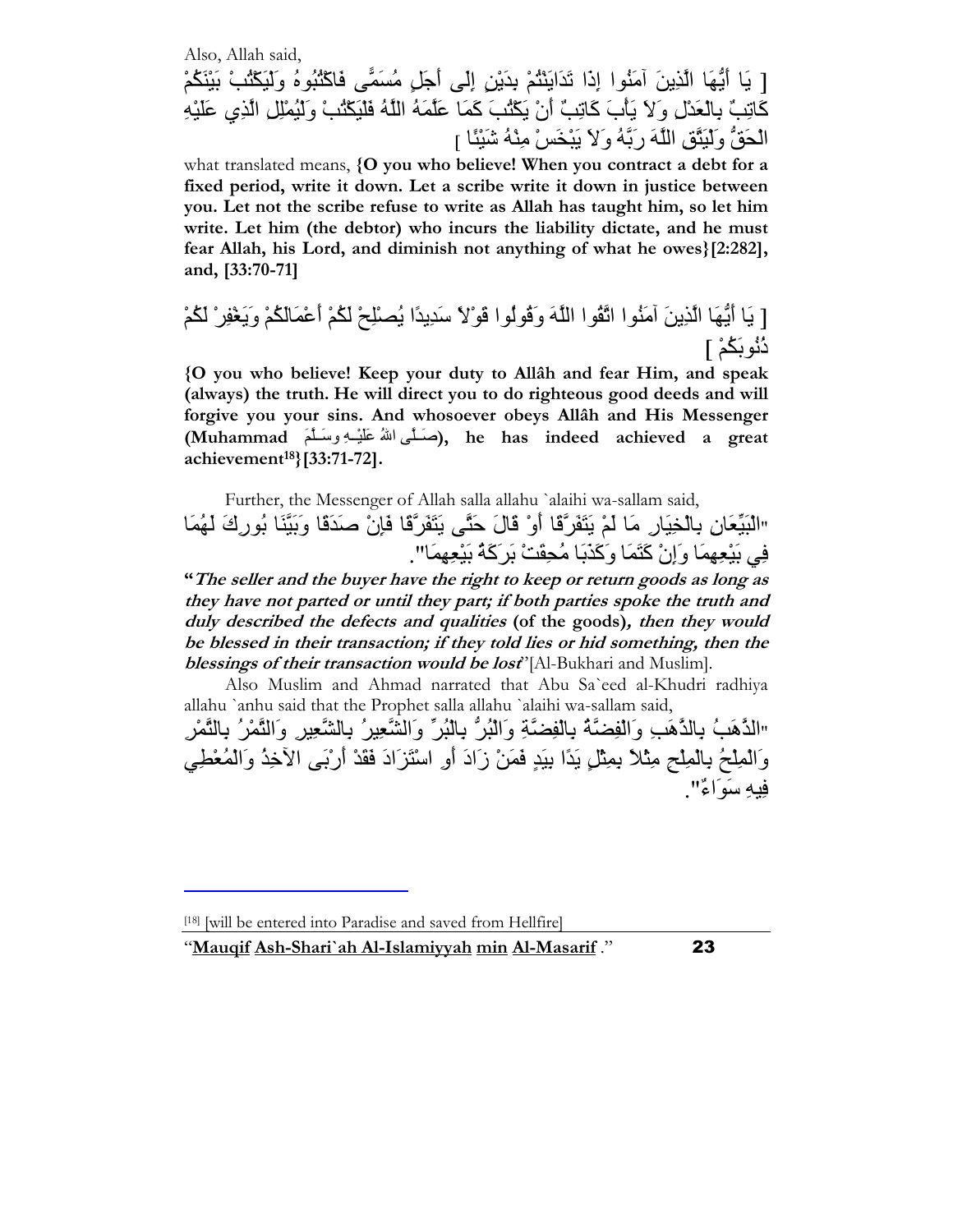Also, Allah said,

[ يَا أَيُّهَا الَّذِينَ آمَنُوا إِذَا تَدَايَنْتُمْ بِدَيْنٍ إِلَى أَجَلٍ مُسَمًّى فَاكْتُبُوهُ وَلْيَكْتُبْ بَيْنَكُمْ كَاتِبٌ بِالْعَدْلِ وَلاَ يَأْبَ كَاتِبٌ أَنْ يَكْتُبَ كَمَا عَلَّمَهُ اللَّهُ فَلْيَكْتُبْ وَلْيُمْلِلِ الَّذِي عَلَيْهِ الْحَقُّ وَلْيَتَّقِ اللَّهَ رَبَّهُ وَلاَ يَبْخَسْ مِنْهُ شَيْئًا ]

what translated means, **{O you who believe! When you contract a debt for a fixed period, write it down. Let a scribe write it down in justice between you. Let not the scribe refuse to write as Allah has taught him, so let him write. Let him (the debtor) who incurs the liability dictate, and he must fear Allah, his Lord, and diminish not anything of what he owes}[2:282], and, [33:70-71]**

[ يَا أَيُّهَا الَّذِينَ آمَنُوا اتَّقُوا اللَّهَ وَقُولُوا قَوْلاً سَدِيدًا يُصْلِحْ لَكُمْ أَعْمَالَكُمْ وَيَغْفِرْ لَكُمْ ذُنُوبَكُمْ ]

**{O you who believe! Keep your duty to Allâh and fear Him, and speak (always) the truth. He will direct you to do righteous good deeds and will forgive you your sins. And whosoever obeys Allâh and His Messenger (Muhammad صلى الله عليه وسلم), he has indeed achieved a great achievement[18]}[33:71-72].**

Further, the Messenger of Allah salla allahu `alaihi wa-sallam said,

"الْبَيِّعَانِ بِالْخِيَارِ مَا لَمْ يَتَفَرَّقَا أَوْ قَالَ حَتَّى يَتَفَرَّقَا فَإِنْ صَدَقَا وَبَيَّنَا بُورِكَ لَهُمَا فِي بَيْعِهِمَا وَإِنْ كَتَمَا وَكَذَبَا مُحِقَتْ بَرَكَةُ بَيْعِهِمَا".

"***The seller and the buyer have the right to keep or return goods as long as they have not parted or until they part; if both parties spoke the truth and duly described the defects and qualities*** **(of the goods)*, then they would be blessed in their transaction; if they told lies or hid something, then the blessings of their transaction would be lost***"[Al-Bukhari and Muslim].

Also Muslim and Ahmad narrated that Abu Sa`eed al-Khudri radhiya allahu `anhu said that the Prophet salla allahu `alaihi wa-sallam said,

"الذَّهَبُ بِالذَّهَبِ وَالْفِضَّةُ بِالْفِضَّةِ وَالْبُرُّ بِالْبُرِّ وَالشَّعِيرُ بِالشَّعِيرِ وَالتَّمْرُ بِالتَّمْرِ وَالمِلْحُ بِالْمِلْحِ مِثْلاً بِمِثْلٍ يَدًا بِيَدٍ فَمَنْ زَادَ أَوِ اسْتَزَادَ فَقَدْ أَرْبَى الآخِذُ وَالْمُعْطِي فِيهِ سَوَاءٌ".

---

[18] [will be entered into Paradise and saved from Hellfire]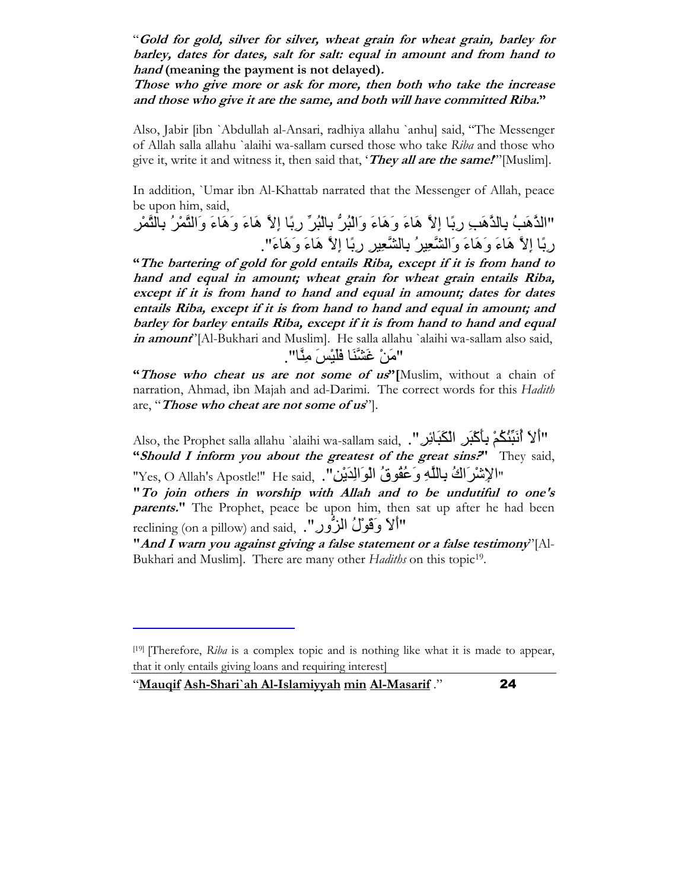"***Gold for gold, silver for silver, wheat grain for wheat grain, barley for barley, dates for dates, salt for salt: equal in amount and from hand to hand*** **(meaning the payment is not delayed).**
***Those who give more or ask for more, then both who take the increase and those who give it are the same, and both will have committed Riba.***"

Also, Jabir [ibn `Abdullah al-Ansari, radhiya allahu `anhu] said, "The Messenger of Allah salla allahu `alaihi wa-sallam cursed those who take *Riba* and those who give it, write it and witness it, then said that, '***They all are the same!***'"[Muslim].

In addition, `Umar ibn Al-Khattab narrated that the Messenger of Allah, peace be upon him, said,

"الذَّهَبُ بِالذَّهَبِ رِبًا إِلاَّ هَاءَ وَهَاءَ وَالْبُرُّ بِالْبُرِّ رِبًا إِلاَّ هَاءَ وَهَاءَ وَالتَّمْرُ بِالتَّمْرِ رِبًا إِلاَّ هَاءَ وَهَاءَ وَالشَّعِيرُ بِالشَّعِيرِ رِبًا إِلاَّ هَاءَ وَهَاءَ".

"***The bartering of gold for gold entails Riba, except if it is from hand to hand and equal in amount; wheat grain for wheat grain entails Riba, except if it is from hand to hand and equal in amount; dates for dates entails Riba, except if it is from hand to hand and equal in amount; and barley for barley entails Riba, except if it is from hand to hand and equal in amount***"[Al-Bukhari and Muslim]. He salla allahu `alaihi wa-sallam also said,

"مَنْ غَشَّنَا فَلَيْسَ مِنَّا".

"***Those who cheat us are not some of us***"[Muslim, without a chain of narration, Ahmad, ibn Majah and ad-Darimi. The correct words for this *Hadith* are, "***Those who cheat are not some of us***"].

Also, the Prophet salla allahu `alaihi wa-sallam said, "أَلاَ أُنَبِّئُكُمْ بِأَكْبَرِ الْكَبَائِرِ".
"***Should I inform you about the greatest of the great sins?***" They said, "Yes, O Allah's Apostle!" He said, "الإِشْرَاكُ بِاللَّهِ وَعُقُوقُ الْوَالِدَيْنِ".
"***To join others in worship with Allah and to be undutiful to one's parents.***" The Prophet, peace be upon him, then sat up after he had been reclining (on a pillow) and said, "أَلاَ وَقَوْلُ الزُّورِ".
"***And I warn you against giving a false statement or a false testimony***"[Al-Bukhari and Muslim]. There are many other *Hadiths* on this topic[19].

---

[19] [Therefore, *Riba* is a complex topic and is nothing like what it is made to appear, that it only entails giving loans and requiring interest]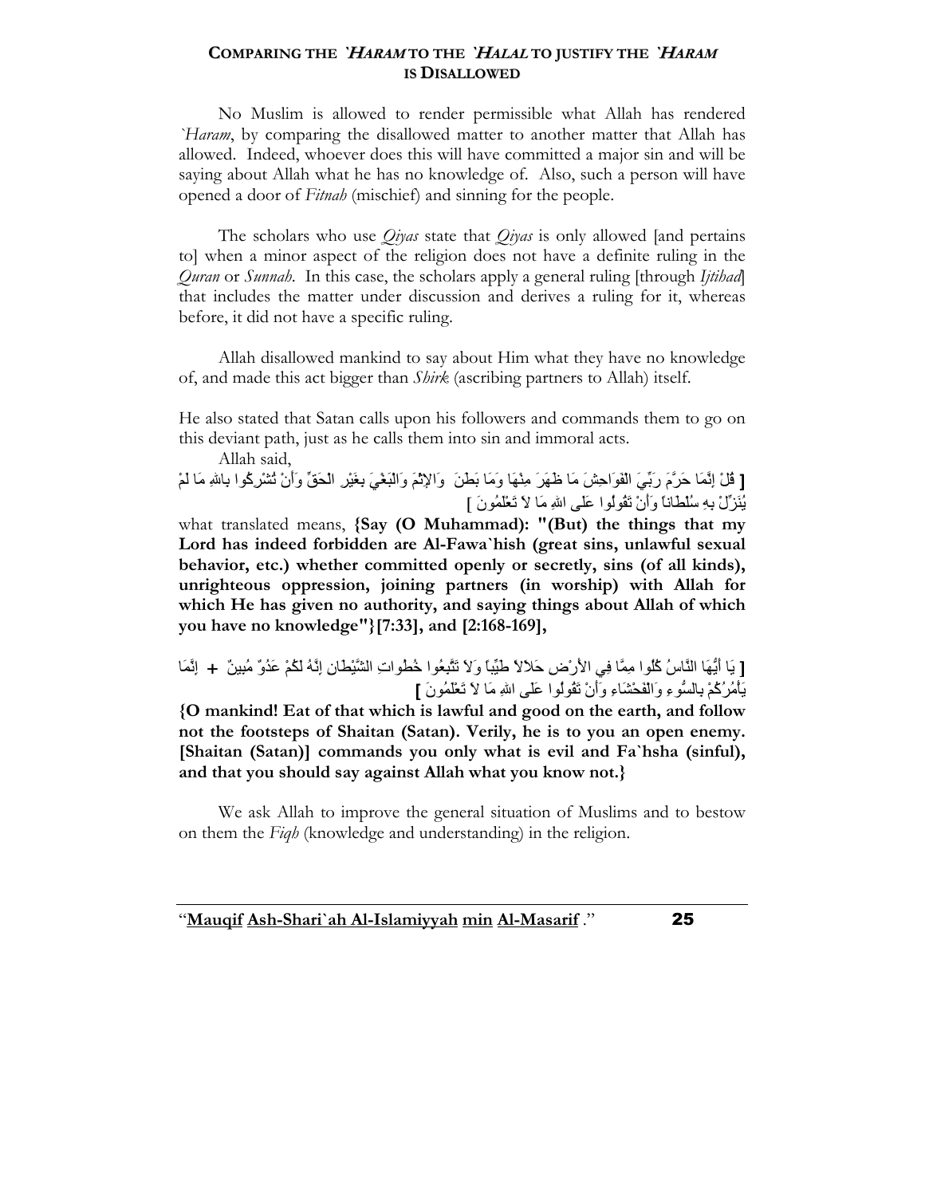## COMPARING THE `*HARAM* TO THE `*HALAL* TO JUSTIFY THE `*HARAM* IS DISALLOWED

No Muslim is allowed to render permissible what Allah has rendered `*Haram*, by comparing the disallowed matter to another matter that Allah has allowed. Indeed, whoever does this will have committed a major sin and will be saying about Allah what he has no knowledge of. Also, such a person will have opened a door of *Fitnah* (mischief) and sinning for the people.

The scholars who use *Qiyas* state that *Qiyas* is only allowed [and pertains to] when a minor aspect of the religion does not have a definite ruling in the *Quran* or *Sunnah*. In this case, the scholars apply a general ruling [through *Ijtihad*] that includes the matter under discussion and derives a ruling for it, whereas before, it did not have a specific ruling.

Allah disallowed mankind to say about Him what they have no knowledge of, and made this act bigger than *Shirk* (ascribing partners to Allah) itself.

He also stated that Satan calls upon his followers and commands them to go on this deviant path, just as he calls them into sin and immoral acts.

Allah said,

[ قُلْ إِنَّمَا حَرَّمَ رَبِّيَ الْفَوَاحِشَ مَا ظَهَرَ مِنْهَا وَمَا بَطَنَ وَالإِثْمَ وَالْبَغْيَ بِغَيْرِ الْحَقِّ وَأَنْ تُشْرِكُوا بِاللهِ مَا لَمْ يُنَزِّلْ بِهِ سُلْطَاناً وَأَنْ تَقُولُوا عَلَى اللهِ مَا لا تَعْلَمُونَ ]

what translated means, **{Say (O Muhammad): "(But) the things that my Lord has indeed forbidden are Al-Fawa`hish (great sins, unlawful sexual behavior, etc.) whether committed openly or secretly, sins (of all kinds), unrighteous oppression, joining partners (in worship) with Allah for which He has given no authority, and saying things about Allah of which you have no knowledge"}[7:33], and [2:168-169],**

[ يَا أَيُّهَا النَّاسُ كُلُوا مِمَّا فِي الأَرْضِ حَلالاً طَيِّباً وَلاَ تَتَّبِعُوا خُطُواتِ الشَّيْطَانِ إِنَّهُ لَكُمْ عَدُوٌّ مُبِينٌ + إِنَّمَا يَأْمُرُكُمْ بِالسُّوءِ وَالْفَحْشَاءِ وَأَنْ تَقُولُوا عَلَى اللهِ مَا لاَ تَعْلَمُونَ ]

**{O mankind! Eat of that which is lawful and good on the earth, and follow not the footsteps of Shaitan (Satan). Verily, he is to you an open enemy. [Shaitan (Satan)] commands you only what is evil and Fa`hsha (sinful), and that you should say against Allah what you know not.}**

We ask Allah to improve the general situation of Muslims and to bestow on them the *Fiqh* (knowledge and understanding) in the religion.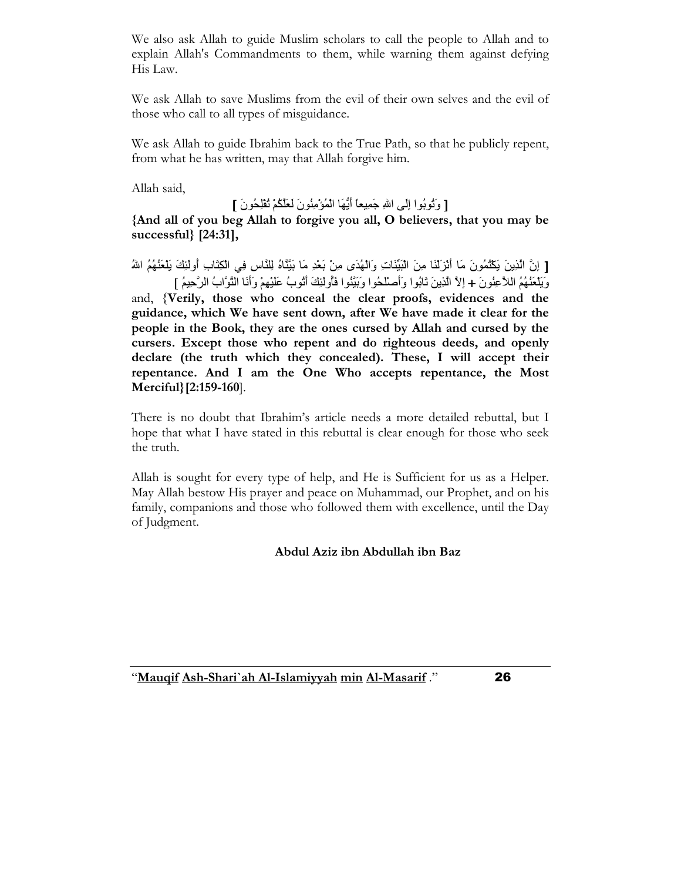We also ask Allah to guide Muslim scholars to call the people to Allah and to explain Allah's Commandments to them, while warning them against defying His Law.

We ask Allah to save Muslims from the evil of their own selves and the evil of those who call to all types of misguidance.

We ask Allah to guide Ibrahim back to the True Path, so that he publicly repent, from what he has written, may that Allah forgive him.

Allah said,

[ وَتُوبُوا إِلَى اللهِ جَمِيعاً أَيُّهَا الْمُؤْمِنُونَ لَعَلَّكُمْ تُفْلِحُونَ ]

**{And all of you beg Allah to forgive you all, O believers, that you may be successful} [24:31],**

[ إِنَّ الَّذِينَ يَكْتُمُونَ مَا أَنْزَلْنَا مِنَ الْبَيِّنَاتِ وَالْهُدَى مِنْ بَعْدِ مَا بَيَّنَّاهُ لِلنَّاسِ فِي الْكِتَابِ أُولَئِكَ يَلْعَنُهُمُ اللهُ وَيَلْعَنُهُمُ اللاَّعِنُونَ + إِلاَّ الَّذِينَ تَابُوا وَأَصْلَحُوا وَبَيَّنُوا فَأُولَئِكَ أَتُوبُ عَلَيْهِمْ وَأَنَا التَّوَّابُ الرَّحِيمُ ]

and, {**Verily, those who conceal the clear proofs, evidences and the guidance, which We have sent down, after We have made it clear for the people in the Book, they are the ones cursed by Allah and cursed by the cursers. Except those who repent and do righteous deeds, and openly declare (the truth which they concealed). These, I will accept their repentance. And I am the One Who accepts repentance, the Most Merciful}[2:159-160**].

There is no doubt that Ibrahim's article needs a more detailed rebuttal, but I hope that what I have stated in this rebuttal is clear enough for those who seek the truth.

Allah is sought for every type of help, and He is Sufficient for us as a Helper. May Allah bestow His prayer and peace on Muhammad, our Prophet, and on his family, companions and those who followed them with excellence, until the Day of Judgment.

**Abdul Aziz ibn Abdullah ibn Baz**